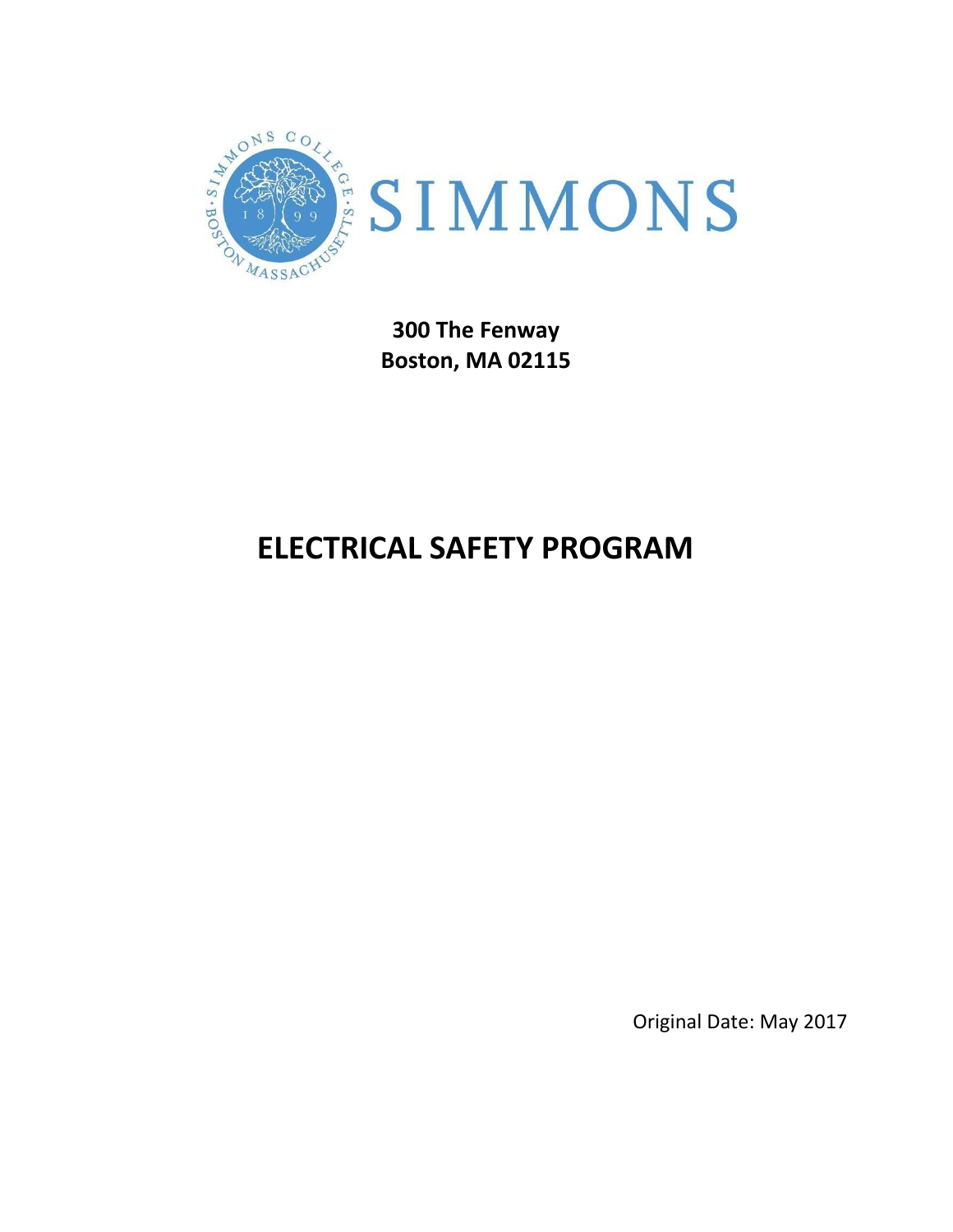SIMMONS

**300 The Fenway**
**Boston, MA 02115**

# ELECTRICAL SAFETY PROGRAM

Original Date: May 2017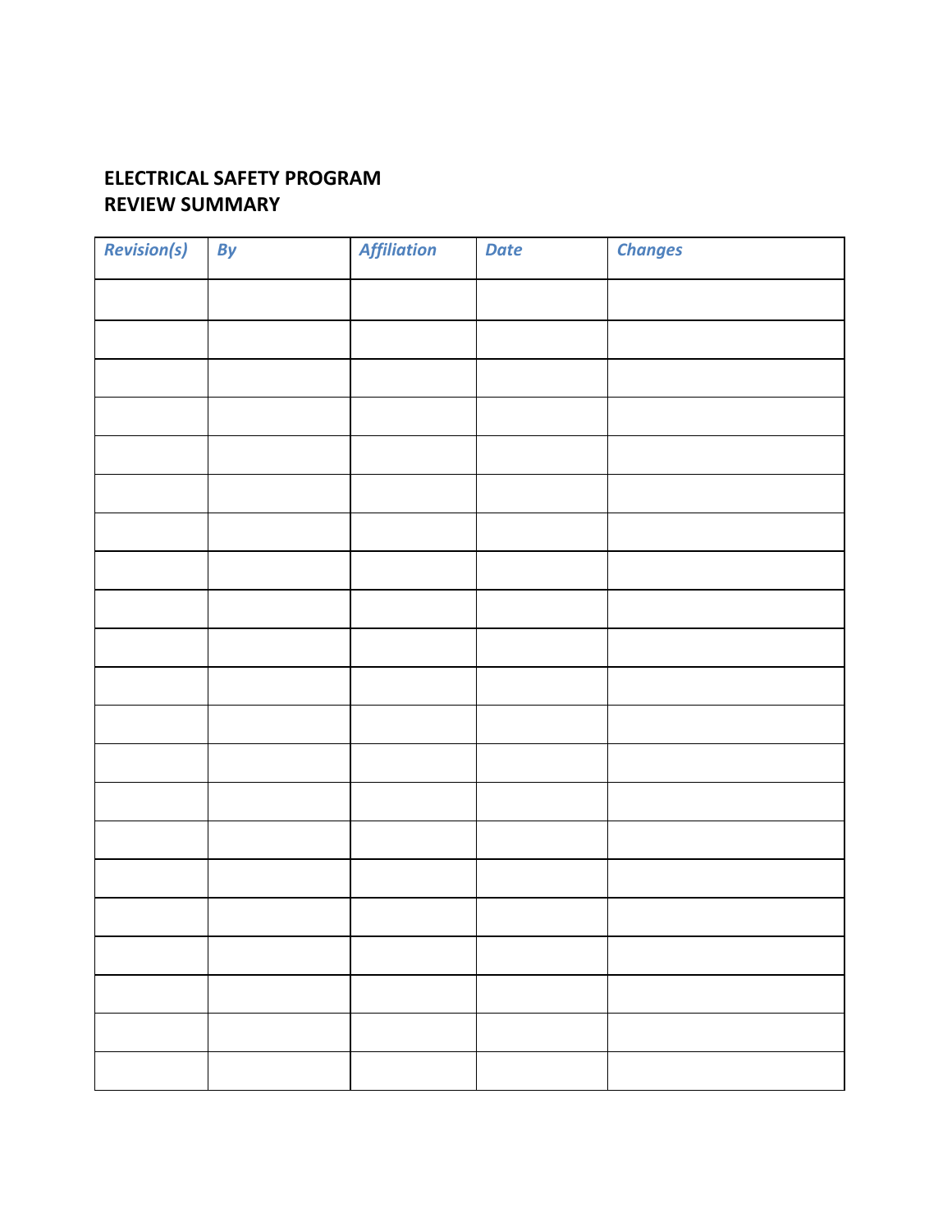# ELECTRICAL SAFETY PROGRAM
# REVIEW SUMMARY

| *Revision(s)* | *By* | *Affiliation* | *Date* | *Changes* |
|---|---|---|---|---|
| | | | | |
| | | | | |
| | | | | |
| | | | | |
| | | | | |
| | | | | |
| | | | | |
| | | | | |
| | | | | |
| | | | | |
| | | | | |
| | | | | |
| | | | | |
| | | | | |
| | | | | |
| | | | | |
| | | | | |
| | | | | |
| | | | | |
| | | | | |
| | | | | |
| | | | | |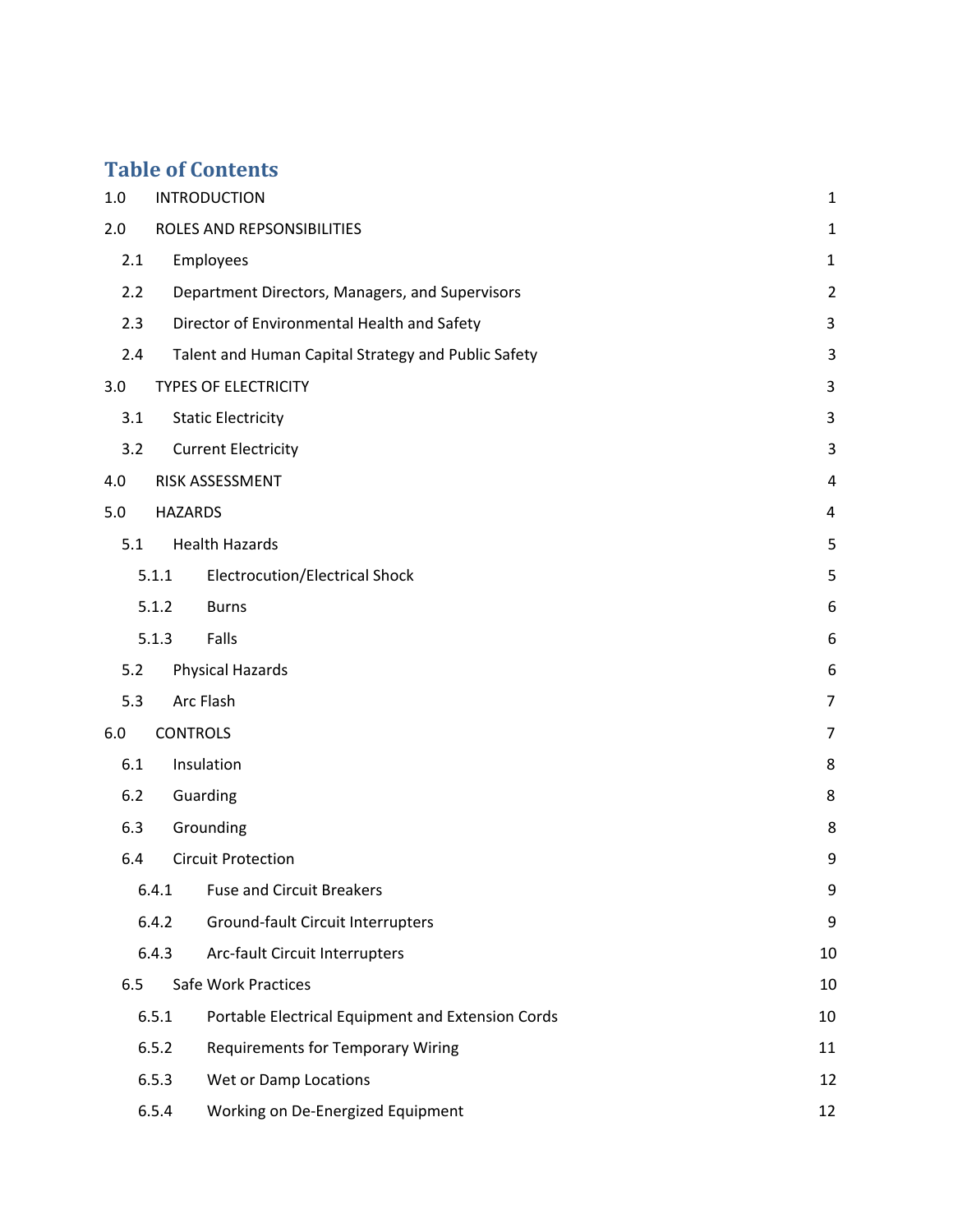## Table of Contents

| | | |
|---|---|---|
| 1.0 | INTRODUCTION | 1 |
| 2.0 | ROLES AND REPSONSIBILITIES | 1 |
| 2.1 | Employees | 1 |
| 2.2 | Department Directors, Managers, and Supervisors | 2 |
| 2.3 | Director of Environmental Health and Safety | 3 |
| 2.4 | Talent and Human Capital Strategy and Public Safety | 3 |
| 3.0 | TYPES OF ELECTRICITY | 3 |
| 3.1 | Static Electricity | 3 |
| 3.2 | Current Electricity | 3 |
| 4.0 | RISK ASSESSMENT | 4 |
| 5.0 | HAZARDS | 4 |
| 5.1 | Health Hazards | 5 |
| 5.1.1 | Electrocution/Electrical Shock | 5 |
| 5.1.2 | Burns | 6 |
| 5.1.3 | Falls | 6 |
| 5.2 | Physical Hazards | 6 |
| 5.3 | Arc Flash | 7 |
| 6.0 | CONTROLS | 7 |
| 6.1 | Insulation | 8 |
| 6.2 | Guarding | 8 |
| 6.3 | Grounding | 8 |
| 6.4 | Circuit Protection | 9 |
| 6.4.1 | Fuse and Circuit Breakers | 9 |
| 6.4.2 | Ground-fault Circuit Interrupters | 9 |
| 6.4.3 | Arc-fault Circuit Interrupters | 10 |
| 6.5 | Safe Work Practices | 10 |
| 6.5.1 | Portable Electrical Equipment and Extension Cords | 10 |
| 6.5.2 | Requirements for Temporary Wiring | 11 |
| 6.5.3 | Wet or Damp Locations | 12 |
| 6.5.4 | Working on De-Energized Equipment | 12 |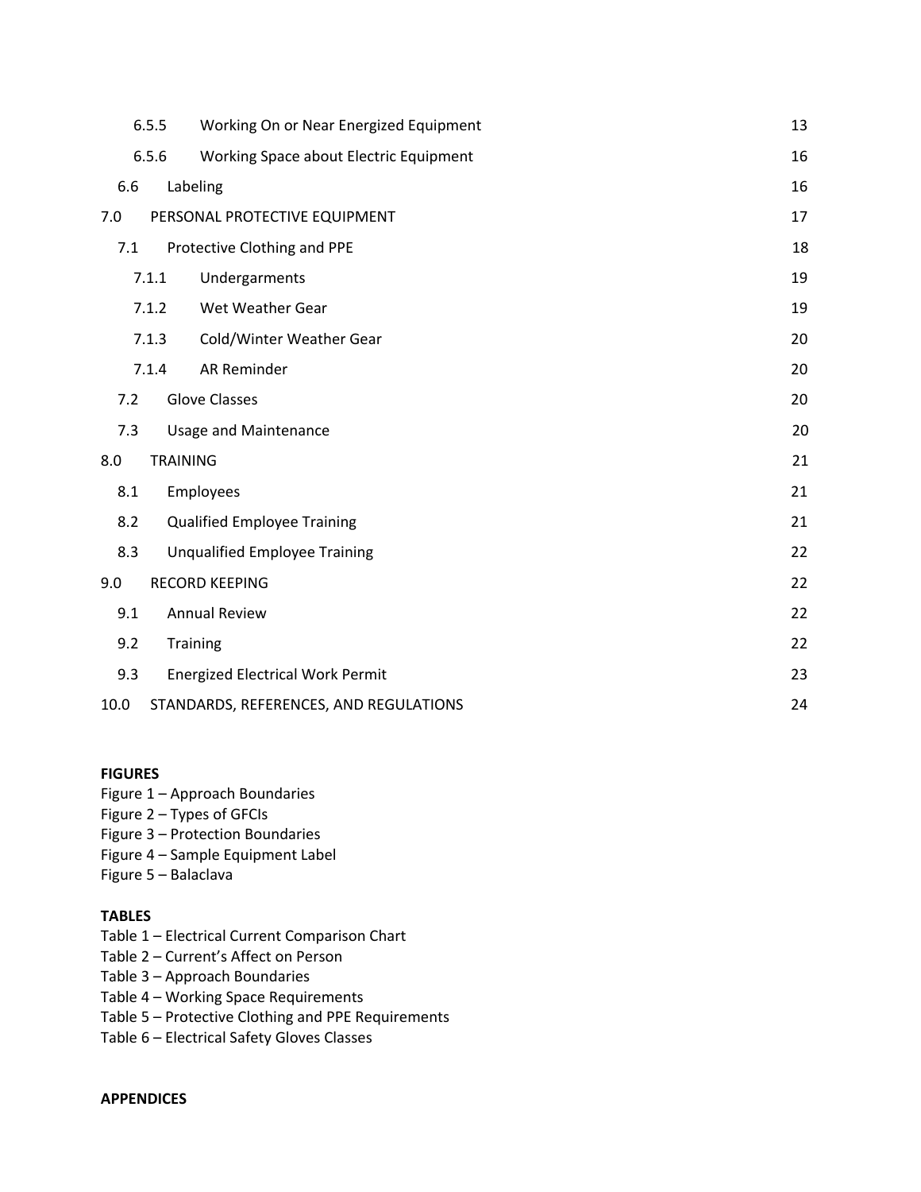| | | |
|---|---|---|
| 6.5.5 | Working On or Near Energized Equipment | 13 |
| 6.5.6 | Working Space about Electric Equipment | 16 |
| 6.6 | Labeling | 16 |
| 7.0 | PERSONAL PROTECTIVE EQUIPMENT | 17 |
| 7.1 | Protective Clothing and PPE | 18 |
| 7.1.1 | Undergarments | 19 |
| 7.1.2 | Wet Weather Gear | 19 |
| 7.1.3 | Cold/Winter Weather Gear | 20 |
| 7.1.4 | AR Reminder | 20 |
| 7.2 | Glove Classes | 20 |
| 7.3 | Usage and Maintenance | 20 |
| 8.0 | TRAINING | 21 |
| 8.1 | Employees | 21 |
| 8.2 | Qualified Employee Training | 21 |
| 8.3 | Unqualified Employee Training | 22 |
| 9.0 | RECORD KEEPING | 22 |
| 9.1 | Annual Review | 22 |
| 9.2 | Training | 22 |
| 9.3 | Energized Electrical Work Permit | 23 |
| 10.0 | STANDARDS, REFERENCES, AND REGULATIONS | 24 |

**FIGURES**

Figure 1 – Approach Boundaries
Figure 2 – Types of GFCIs
Figure 3 – Protection Boundaries
Figure 4 – Sample Equipment Label
Figure 5 – Balaclava

**TABLES**

Table 1 – Electrical Current Comparison Chart
Table 2 – Current's Affect on Person
Table 3 – Approach Boundaries
Table 4 – Working Space Requirements
Table 5 – Protective Clothing and PPE Requirements
Table 6 – Electrical Safety Gloves Classes

**APPENDICES**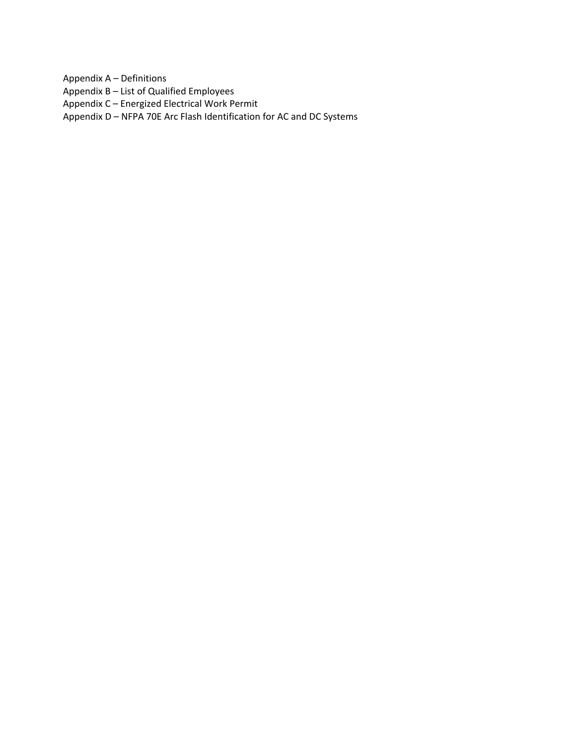Appendix A – Definitions
Appendix B – List of Qualified Employees
Appendix C – Energized Electrical Work Permit
Appendix D – NFPA 70E Arc Flash Identification for AC and DC Systems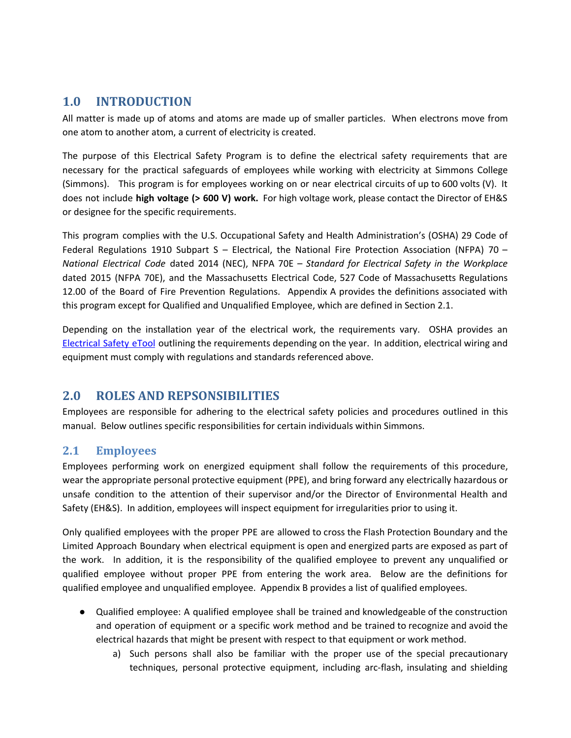## 1.0 INTRODUCTION

All matter is made up of atoms and atoms are made up of smaller particles. When electrons move from one atom to another atom, a current of electricity is created.

The purpose of this Electrical Safety Program is to define the electrical safety requirements that are necessary for the practical safeguards of employees while working with electricity at Simmons College (Simmons). This program is for employees working on or near electrical circuits of up to 600 volts (V). It does not include **high voltage (> 600 V) work.** For high voltage work, please contact the Director of EH&S or designee for the specific requirements.

This program complies with the U.S. Occupational Safety and Health Administration's (OSHA) 29 Code of Federal Regulations 1910 Subpart S – Electrical, the National Fire Protection Association (NFPA) 70 – *National Electrical Code* dated 2014 (NEC), NFPA 70E – *Standard for Electrical Safety in the Workplace* dated 2015 (NFPA 70E), and the Massachusetts Electrical Code, 527 Code of Massachusetts Regulations 12.00 of the Board of Fire Prevention Regulations. Appendix A provides the definitions associated with this program except for Qualified and Unqualified Employee, which are defined in Section 2.1.

Depending on the installation year of the electrical work, the requirements vary. OSHA provides an Electrical Safety eTool outlining the requirements depending on the year. In addition, electrical wiring and equipment must comply with regulations and standards referenced above.

## 2.0 ROLES AND REPSONSIBILITIES

Employees are responsible for adhering to the electrical safety policies and procedures outlined in this manual. Below outlines specific responsibilities for certain individuals within Simmons.

### 2.1 Employees

Employees performing work on energized equipment shall follow the requirements of this procedure, wear the appropriate personal protective equipment (PPE), and bring forward any electrically hazardous or unsafe condition to the attention of their supervisor and/or the Director of Environmental Health and Safety (EH&S). In addition, employees will inspect equipment for irregularities prior to using it.

Only qualified employees with the proper PPE are allowed to cross the Flash Protection Boundary and the Limited Approach Boundary when electrical equipment is open and energized parts are exposed as part of the work. In addition, it is the responsibility of the qualified employee to prevent any unqualified or qualified employee without proper PPE from entering the work area. Below are the definitions for qualified employee and unqualified employee. Appendix B provides a list of qualified employees.

- Qualified employee: A qualified employee shall be trained and knowledgeable of the construction and operation of equipment or a specific work method and be trained to recognize and avoid the electrical hazards that might be present with respect to that equipment or work method.
    a) Such persons shall also be familiar with the proper use of the special precautionary techniques, personal protective equipment, including arc-flash, insulating and shielding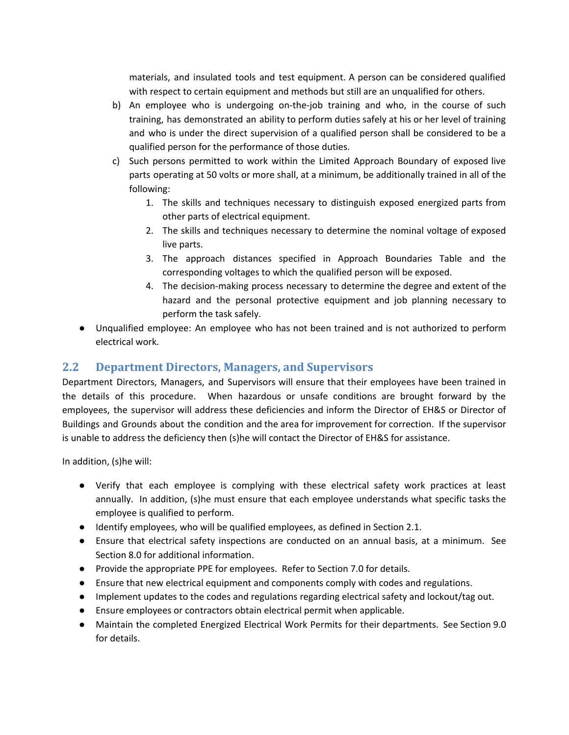materials, and insulated tools and test equipment. A person can be considered qualified with respect to certain equipment and methods but still are an unqualified for others.

b) An employee who is undergoing on-the-job training and who, in the course of such training, has demonstrated an ability to perform duties safely at his or her level of training and who is under the direct supervision of a qualified person shall be considered to be a qualified person for the performance of those duties.

c) Such persons permitted to work within the Limited Approach Boundary of exposed live parts operating at 50 volts or more shall, at a minimum, be additionally trained in all of the following:

    1. The skills and techniques necessary to distinguish exposed energized parts from other parts of electrical equipment.
    2. The skills and techniques necessary to determine the nominal voltage of exposed live parts.
    3. The approach distances specified in Approach Boundaries Table and the corresponding voltages to which the qualified person will be exposed.
    4. The decision-making process necessary to determine the degree and extent of the hazard and the personal protective equipment and job planning necessary to perform the task safely.

- Unqualified employee: An employee who has not been trained and is not authorized to perform electrical work.

## 2.2 Department Directors, Managers, and Supervisors

Department Directors, Managers, and Supervisors will ensure that their employees have been trained in the details of this procedure. When hazardous or unsafe conditions are brought forward by the employees, the supervisor will address these deficiencies and inform the Director of EH&S or Director of Buildings and Grounds about the condition and the area for improvement for correction. If the supervisor is unable to address the deficiency then (s)he will contact the Director of EH&S for assistance.

In addition, (s)he will:

- Verify that each employee is complying with these electrical safety work practices at least annually. In addition, (s)he must ensure that each employee understands what specific tasks the employee is qualified to perform.
- Identify employees, who will be qualified employees, as defined in Section 2.1.
- Ensure that electrical safety inspections are conducted on an annual basis, at a minimum. See Section 8.0 for additional information.
- Provide the appropriate PPE for employees. Refer to Section 7.0 for details.
- Ensure that new electrical equipment and components comply with codes and regulations.
- Implement updates to the codes and regulations regarding electrical safety and lockout/tag out.
- Ensure employees or contractors obtain electrical permit when applicable.
- Maintain the completed Energized Electrical Work Permits for their departments. See Section 9.0 for details.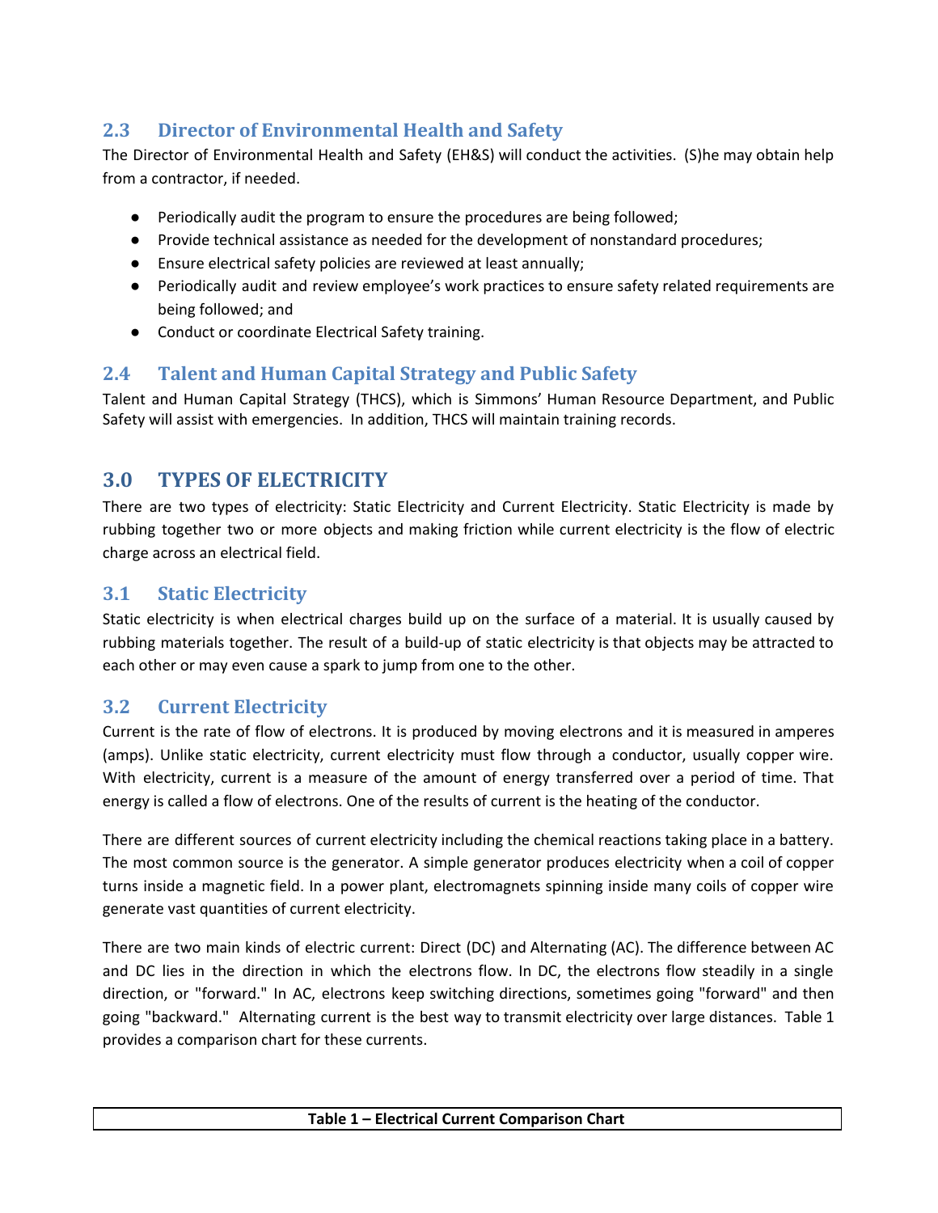## 2.3 Director of Environmental Health and Safety

The Director of Environmental Health and Safety (EH&S) will conduct the activities. (S)he may obtain help from a contractor, if needed.

- Periodically audit the program to ensure the procedures are being followed;
- Provide technical assistance as needed for the development of nonstandard procedures;
- Ensure electrical safety policies are reviewed at least annually;
- Periodically audit and review employee's work practices to ensure safety related requirements are being followed; and
- Conduct or coordinate Electrical Safety training.

## 2.4 Talent and Human Capital Strategy and Public Safety

Talent and Human Capital Strategy (THCS), which is Simmons' Human Resource Department, and Public Safety will assist with emergencies. In addition, THCS will maintain training records.

# 3.0 TYPES OF ELECTRICITY

There are two types of electricity: Static Electricity and Current Electricity. Static Electricity is made by rubbing together two or more objects and making friction while current electricity is the flow of electric charge across an electrical field.

## 3.1 Static Electricity

Static electricity is when electrical charges build up on the surface of a material. It is usually caused by rubbing materials together. The result of a build-up of static electricity is that objects may be attracted to each other or may even cause a spark to jump from one to the other.

## 3.2 Current Electricity

Current is the rate of flow of electrons. It is produced by moving electrons and it is measured in amperes (amps). Unlike static electricity, current electricity must flow through a conductor, usually copper wire. With electricity, current is a measure of the amount of energy transferred over a period of time. That energy is called a flow of electrons. One of the results of current is the heating of the conductor.

There are different sources of current electricity including the chemical reactions taking place in a battery. The most common source is the generator. A simple generator produces electricity when a coil of copper turns inside a magnetic field. In a power plant, electromagnets spinning inside many coils of copper wire generate vast quantities of current electricity.

There are two main kinds of electric current: Direct (DC) and Alternating (AC). The difference between AC and DC lies in the direction in which the electrons flow. In DC, the electrons flow steadily in a single direction, or "forward." In AC, electrons keep switching directions, sometimes going "forward" and then going "backward." Alternating current is the best way to transmit electricity over large distances. Table 1 provides a comparison chart for these currents.

**Table 1 – Electrical Current Comparison Chart**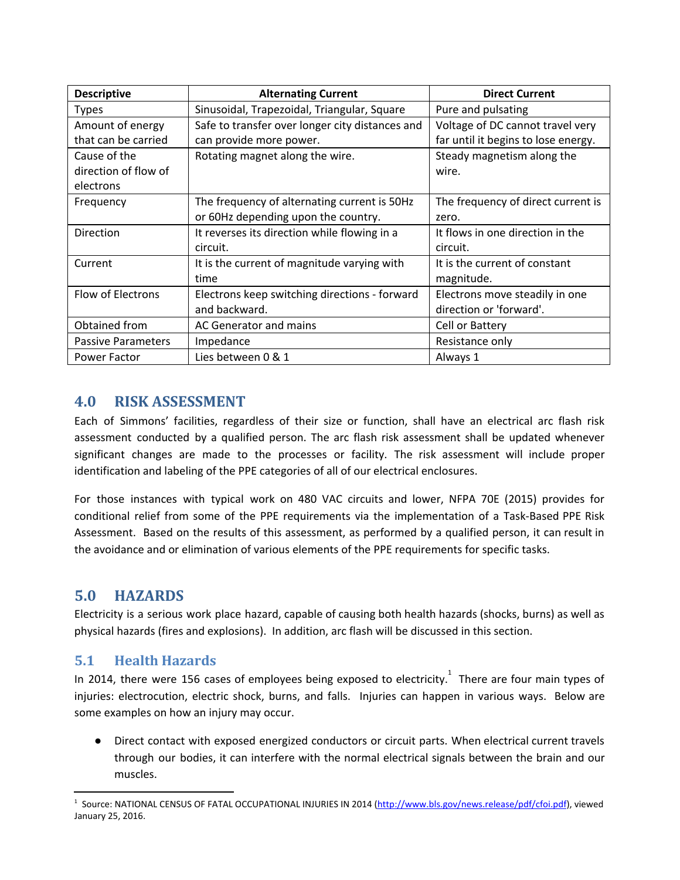| Descriptive | Alternating Current | Direct Current |
| --- | --- | --- |
| Types | Sinusoidal, Trapezoidal, Triangular, Square | Pure and pulsating |
| Amount of energy that can be carried | Safe to transfer over longer city distances and can provide more power. | Voltage of DC cannot travel very far until it begins to lose energy. |
| Cause of the direction of flow of electrons | Rotating magnet along the wire. | Steady magnetism along the wire. |
| Frequency | The frequency of alternating current is 50Hz or 60Hz depending upon the country. | The frequency of direct current is zero. |
| Direction | It reverses its direction while flowing in a circuit. | It flows in one direction in the circuit. |
| Current | It is the current of magnitude varying with time | It is the current of constant magnitude. |
| Flow of Electrons | Electrons keep switching directions - forward and backward. | Electrons move steadily in one direction or 'forward'. |
| Obtained from | AC Generator and mains | Cell or Battery |
| Passive Parameters | Impedance | Resistance only |
| Power Factor | Lies between 0 & 1 | Always 1 |

## 4.0 RISK ASSESSMENT

Each of Simmons' facilities, regardless of their size or function, shall have an electrical arc flash risk assessment conducted by a qualified person. The arc flash risk assessment shall be updated whenever significant changes are made to the processes or facility. The risk assessment will include proper identification and labeling of the PPE categories of all of our electrical enclosures.

For those instances with typical work on 480 VAC circuits and lower, NFPA 70E (2015) provides for conditional relief from some of the PPE requirements via the implementation of a Task-Based PPE Risk Assessment. Based on the results of this assessment, as performed by a qualified person, it can result in the avoidance and or elimination of various elements of the PPE requirements for specific tasks.

## 5.0 HAZARDS

Electricity is a serious work place hazard, capable of causing both health hazards (shocks, burns) as well as physical hazards (fires and explosions). In addition, arc flash will be discussed in this section.

### 5.1 Health Hazards

In 2014, there were 156 cases of employees being exposed to electricity.[1] There are four main types of injuries: electrocution, electric shock, burns, and falls. Injuries can happen in various ways. Below are some examples on how an injury may occur.

- Direct contact with exposed energized conductors or circuit parts. When electrical current travels through our bodies, it can interfere with the normal electrical signals between the brain and our muscles.

[1] Source: NATIONAL CENSUS OF FATAL OCCUPATIONAL INJURIES IN 2014 (http://www.bls.gov/news.release/pdf/cfoi.pdf), viewed January 25, 2016.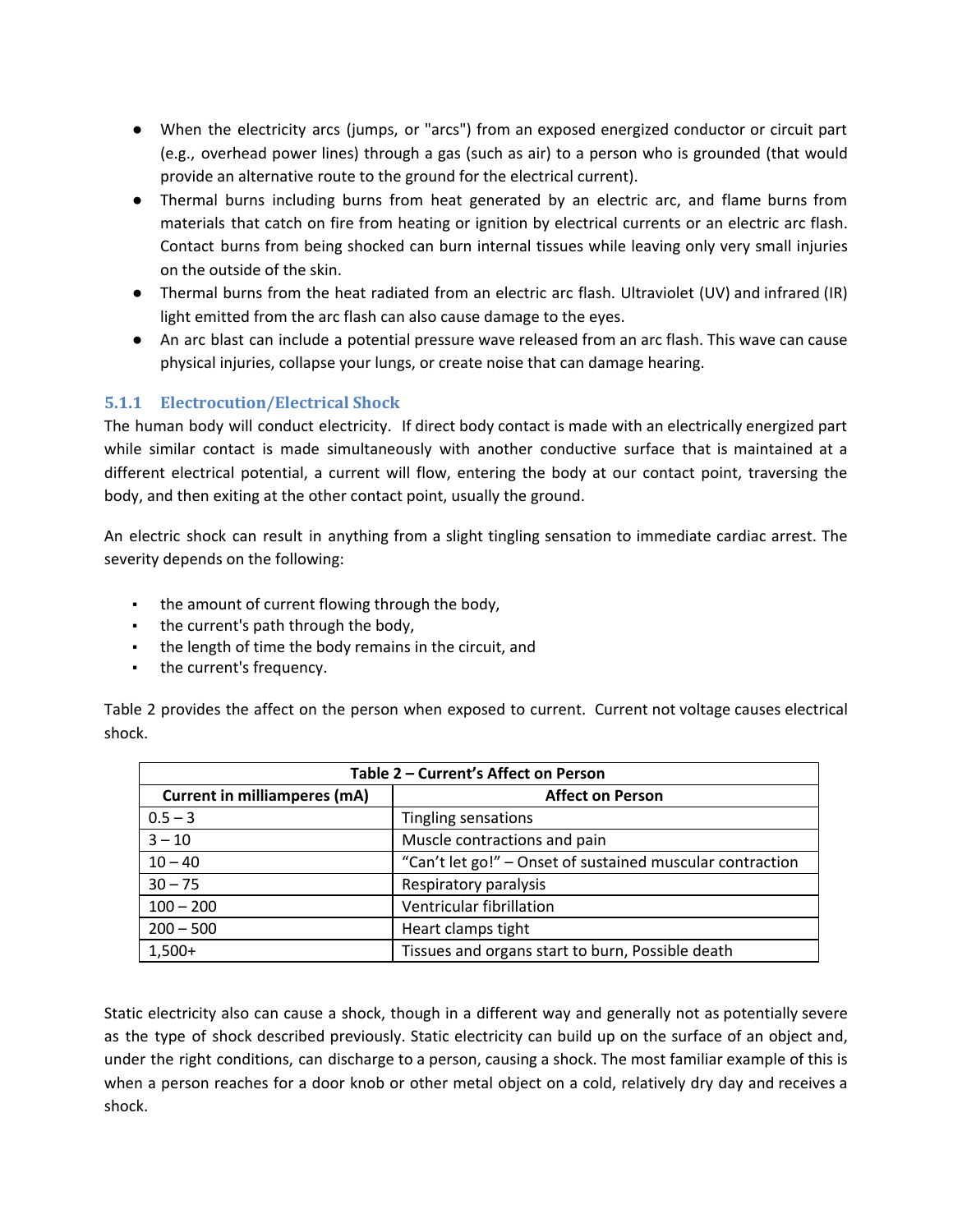- When the electricity arcs (jumps, or "arcs") from an exposed energized conductor or circuit part (e.g., overhead power lines) through a gas (such as air) to a person who is grounded (that would provide an alternative route to the ground for the electrical current).
- Thermal burns including burns from heat generated by an electric arc, and flame burns from materials that catch on fire from heating or ignition by electrical currents or an electric arc flash. Contact burns from being shocked can burn internal tissues while leaving only very small injuries on the outside of the skin.
- Thermal burns from the heat radiated from an electric arc flash. Ultraviolet (UV) and infrared (IR) light emitted from the arc flash can also cause damage to the eyes.
- An arc blast can include a potential pressure wave released from an arc flash. This wave can cause physical injuries, collapse your lungs, or create noise that can damage hearing.

### 5.1.1 Electrocution/Electrical Shock

The human body will conduct electricity. If direct body contact is made with an electrically energized part while similar contact is made simultaneously with another conductive surface that is maintained at a different electrical potential, a current will flow, entering the body at our contact point, traversing the body, and then exiting at the other contact point, usually the ground.

An electric shock can result in anything from a slight tingling sensation to immediate cardiac arrest. The severity depends on the following:

- the amount of current flowing through the body,
- the current's path through the body,
- the length of time the body remains in the circuit, and
- the current's frequency.

Table 2 provides the affect on the person when exposed to current. Current not voltage causes electrical shock.

**Table 2 – Current's Affect on Person**

| Current in milliamperes (mA) | Affect on Person |
|---|---|
| 0.5 – 3 | Tingling sensations |
| 3 – 10 | Muscle contractions and pain |
| 10 – 40 | "Can't let go!" – Onset of sustained muscular contraction |
| 30 – 75 | Respiratory paralysis |
| 100 – 200 | Ventricular fibrillation |
| 200 – 500 | Heart clamps tight |
| 1,500+ | Tissues and organs start to burn, Possible death |

Static electricity also can cause a shock, though in a different way and generally not as potentially severe as the type of shock described previously. Static electricity can build up on the surface of an object and, under the right conditions, can discharge to a person, causing a shock. The most familiar example of this is when a person reaches for a door knob or other metal object on a cold, relatively dry day and receives a shock.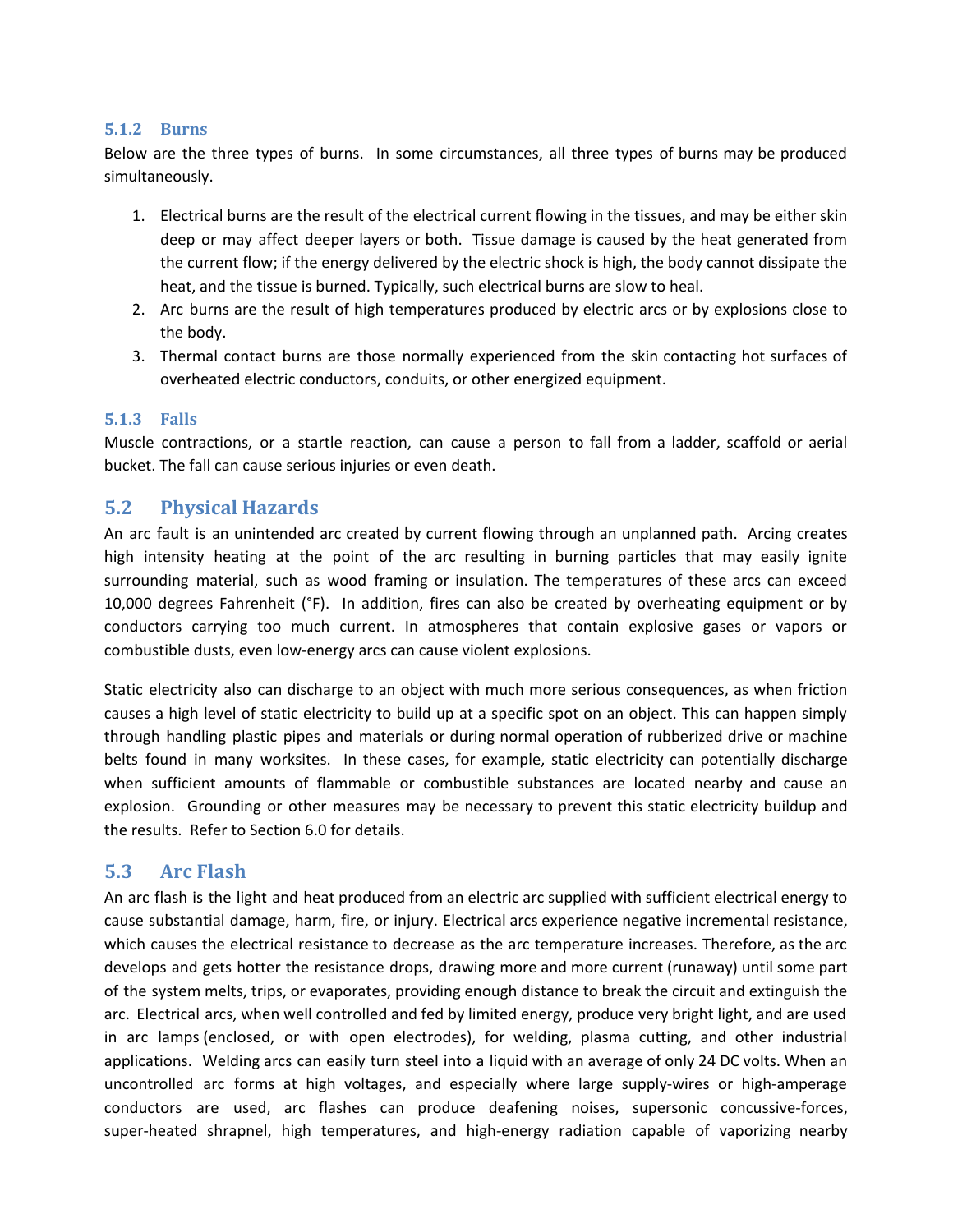### 5.1.2 Burns

Below are the three types of burns. In some circumstances, all three types of burns may be produced simultaneously.

1. Electrical burns are the result of the electrical current flowing in the tissues, and may be either skin deep or may affect deeper layers or both. Tissue damage is caused by the heat generated from the current flow; if the energy delivered by the electric shock is high, the body cannot dissipate the heat, and the tissue is burned. Typically, such electrical burns are slow to heal.
2. Arc burns are the result of high temperatures produced by electric arcs or by explosions close to the body.
3. Thermal contact burns are those normally experienced from the skin contacting hot surfaces of overheated electric conductors, conduits, or other energized equipment.

### 5.1.3 Falls

Muscle contractions, or a startle reaction, can cause a person to fall from a ladder, scaffold or aerial bucket. The fall can cause serious injuries or even death.

## 5.2 Physical Hazards

An arc fault is an unintended arc created by current flowing through an unplanned path. Arcing creates high intensity heating at the point of the arc resulting in burning particles that may easily ignite surrounding material, such as wood framing or insulation. The temperatures of these arcs can exceed 10,000 degrees Fahrenheit (°F). In addition, fires can also be created by overheating equipment or by conductors carrying too much current. In atmospheres that contain explosive gases or vapors or combustible dusts, even low-energy arcs can cause violent explosions.

Static electricity also can discharge to an object with much more serious consequences, as when friction causes a high level of static electricity to build up at a specific spot on an object. This can happen simply through handling plastic pipes and materials or during normal operation of rubberized drive or machine belts found in many worksites. In these cases, for example, static electricity can potentially discharge when sufficient amounts of flammable or combustible substances are located nearby and cause an explosion. Grounding or other measures may be necessary to prevent this static electricity buildup and the results. Refer to Section 6.0 for details.

## 5.3 Arc Flash

An arc flash is the light and heat produced from an electric arc supplied with sufficient electrical energy to cause substantial damage, harm, fire, or injury. Electrical arcs experience negative incremental resistance, which causes the electrical resistance to decrease as the arc temperature increases. Therefore, as the arc develops and gets hotter the resistance drops, drawing more and more current (runaway) until some part of the system melts, trips, or evaporates, providing enough distance to break the circuit and extinguish the arc. Electrical arcs, when well controlled and fed by limited energy, produce very bright light, and are used in arc lamps (enclosed, or with open electrodes), for welding, plasma cutting, and other industrial applications. Welding arcs can easily turn steel into a liquid with an average of only 24 DC volts. When an uncontrolled arc forms at high voltages, and especially where large supply-wires or high-amperage conductors are used, arc flashes can produce deafening noises, supersonic concussive-forces, super-heated shrapnel, high temperatures, and high-energy radiation capable of vaporizing nearby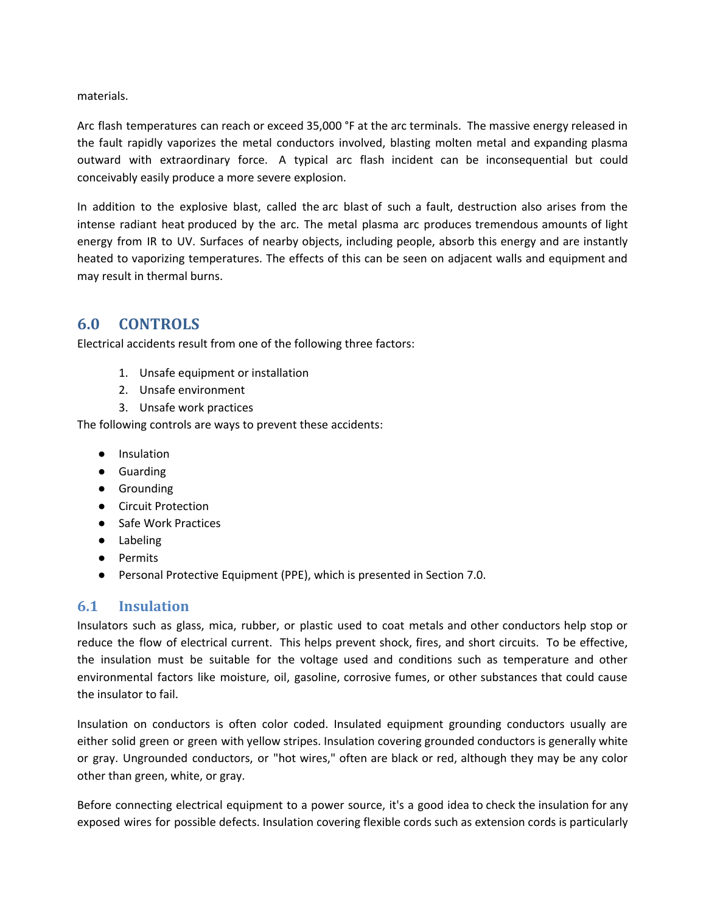materials.

Arc flash temperatures can reach or exceed 35,000 °F at the arc terminals. The massive energy released in the fault rapidly vaporizes the metal conductors involved, blasting molten metal and expanding plasma outward with extraordinary force. A typical arc flash incident can be inconsequential but could conceivably easily produce a more severe explosion.

In addition to the explosive blast, called the arc blast of such a fault, destruction also arises from the intense radiant heat produced by the arc. The metal plasma arc produces tremendous amounts of light energy from IR to UV. Surfaces of nearby objects, including people, absorb this energy and are instantly heated to vaporizing temperatures. The effects of this can be seen on adjacent walls and equipment and may result in thermal burns.

## 6.0 CONTROLS

Electrical accidents result from one of the following three factors:

1. Unsafe equipment or installation
2. Unsafe environment
3. Unsafe work practices

The following controls are ways to prevent these accidents:

- Insulation
- Guarding
- Grounding
- Circuit Protection
- Safe Work Practices
- Labeling
- Permits
- Personal Protective Equipment (PPE), which is presented in Section 7.0.

### 6.1 Insulation

Insulators such as glass, mica, rubber, or plastic used to coat metals and other conductors help stop or reduce the flow of electrical current. This helps prevent shock, fires, and short circuits. To be effective, the insulation must be suitable for the voltage used and conditions such as temperature and other environmental factors like moisture, oil, gasoline, corrosive fumes, or other substances that could cause the insulator to fail.

Insulation on conductors is often color coded. Insulated equipment grounding conductors usually are either solid green or green with yellow stripes. Insulation covering grounded conductors is generally white or gray. Ungrounded conductors, or "hot wires," often are black or red, although they may be any color other than green, white, or gray.

Before connecting electrical equipment to a power source, it's a good idea to check the insulation for any exposed wires for possible defects. Insulation covering flexible cords such as extension cords is particularly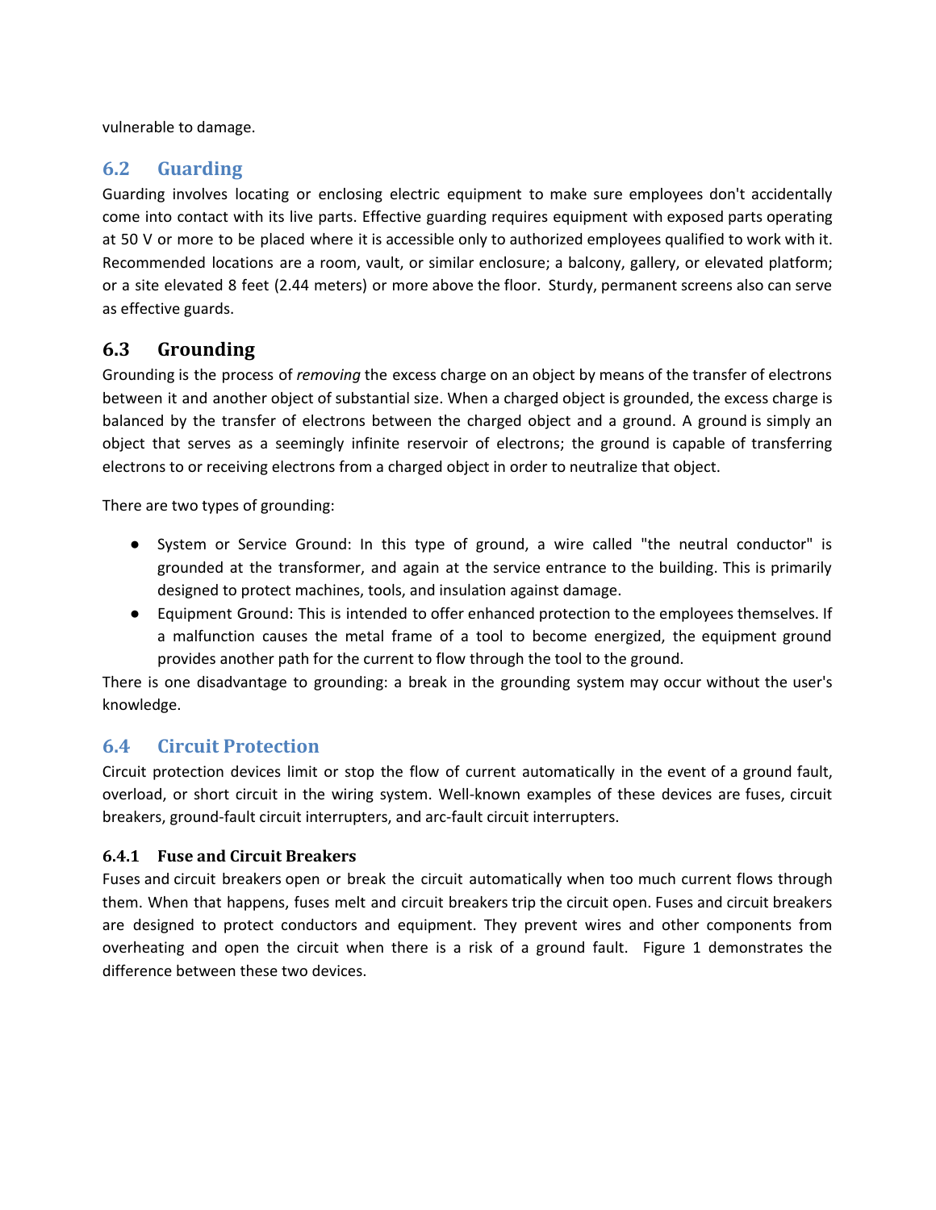vulnerable to damage.

## 6.2 Guarding

Guarding involves locating or enclosing electric equipment to make sure employees don't accidentally come into contact with its live parts. Effective guarding requires equipment with exposed parts operating at 50 V or more to be placed where it is accessible only to authorized employees qualified to work with it. Recommended locations are a room, vault, or similar enclosure; a balcony, gallery, or elevated platform; or a site elevated 8 feet (2.44 meters) or more above the floor. Sturdy, permanent screens also can serve as effective guards.

## 6.3 Grounding

Grounding is the process of *removing* the excess charge on an object by means of the transfer of electrons between it and another object of substantial size. When a charged object is grounded, the excess charge is balanced by the transfer of electrons between the charged object and a ground. A ground is simply an object that serves as a seemingly infinite reservoir of electrons; the ground is capable of transferring electrons to or receiving electrons from a charged object in order to neutralize that object.

There are two types of grounding:

- System or Service Ground: In this type of ground, a wire called "the neutral conductor" is grounded at the transformer, and again at the service entrance to the building. This is primarily designed to protect machines, tools, and insulation against damage.
- Equipment Ground: This is intended to offer enhanced protection to the employees themselves. If a malfunction causes the metal frame of a tool to become energized, the equipment ground provides another path for the current to flow through the tool to the ground.

There is one disadvantage to grounding: a break in the grounding system may occur without the user's knowledge.

## 6.4 Circuit Protection

Circuit protection devices limit or stop the flow of current automatically in the event of a ground fault, overload, or short circuit in the wiring system. Well-known examples of these devices are fuses, circuit breakers, ground-fault circuit interrupters, and arc-fault circuit interrupters.

### 6.4.1 Fuse and Circuit Breakers

Fuses and circuit breakers open or break the circuit automatically when too much current flows through them. When that happens, fuses melt and circuit breakers trip the circuit open. Fuses and circuit breakers are designed to protect conductors and equipment. They prevent wires and other components from overheating and open the circuit when there is a risk of a ground fault. Figure 1 demonstrates the difference between these two devices.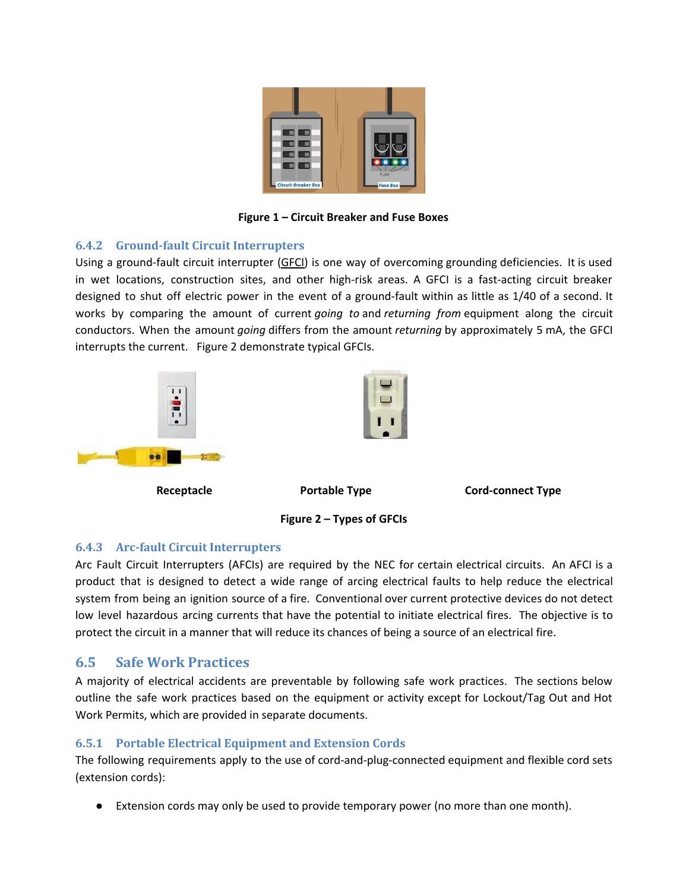Figure 1 – Circuit Breaker and Fuse Boxes

### 6.4.2 Ground-fault Circuit Interrupters

Using a ground-fault circuit interrupter (GFCI) is one way of overcoming grounding deficiencies. It is used in wet locations, construction sites, and other high-risk areas. A GFCI is a fast-acting circuit breaker designed to shut off electric power in the event of a ground-fault within as little as 1/40 of a second. It works by comparing the amount of current *going to* and *returning from* equipment along the circuit conductors. When the amount *going* differs from the amount *returning* by approximately 5 mA, the GFCI interrupts the current. Figure 2 demonstrate typical GFCIs.

**Receptacle** **Portable Type** **Cord-connect Type**

**Figure 2 – Types of GFCIs**

### 6.4.3 Arc-fault Circuit Interrupters

Arc Fault Circuit Interrupters (AFCIs) are required by the NEC for certain electrical circuits. An AFCI is a product that is designed to detect a wide range of arcing electrical faults to help reduce the electrical system from being an ignition source of a fire. Conventional over current protective devices do not detect low level hazardous arcing currents that have the potential to initiate electrical fires. The objective is to protect the circuit in a manner that will reduce its chances of being a source of an electrical fire.

## 6.5 Safe Work Practices

A majority of electrical accidents are preventable by following safe work practices. The sections below outline the safe work practices based on the equipment or activity except for Lockout/Tag Out and Hot Work Permits, which are provided in separate documents.

### 6.5.1 Portable Electrical Equipment and Extension Cords

The following requirements apply to the use of cord-and-plug-connected equipment and flexible cord sets (extension cords):

- Extension cords may only be used to provide temporary power (no more than one month).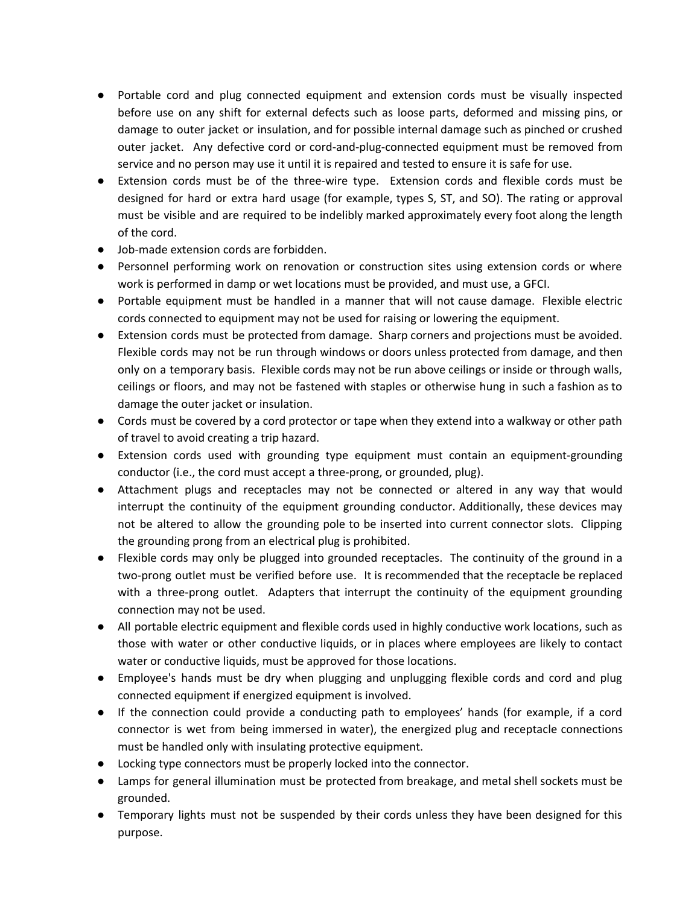- Portable cord and plug connected equipment and extension cords must be visually inspected before use on any shift for external defects such as loose parts, deformed and missing pins, or damage to outer jacket or insulation, and for possible internal damage such as pinched or crushed outer jacket. Any defective cord or cord-and-plug-connected equipment must be removed from service and no person may use it until it is repaired and tested to ensure it is safe for use.
- Extension cords must be of the three-wire type. Extension cords and flexible cords must be designed for hard or extra hard usage (for example, types S, ST, and SO). The rating or approval must be visible and are required to be indelibly marked approximately every foot along the length of the cord.
- Job-made extension cords are forbidden.
- Personnel performing work on renovation or construction sites using extension cords or where work is performed in damp or wet locations must be provided, and must use, a GFCI.
- Portable equipment must be handled in a manner that will not cause damage. Flexible electric cords connected to equipment may not be used for raising or lowering the equipment.
- Extension cords must be protected from damage. Sharp corners and projections must be avoided. Flexible cords may not be run through windows or doors unless protected from damage, and then only on a temporary basis. Flexible cords may not be run above ceilings or inside or through walls, ceilings or floors, and may not be fastened with staples or otherwise hung in such a fashion as to damage the outer jacket or insulation.
- Cords must be covered by a cord protector or tape when they extend into a walkway or other path of travel to avoid creating a trip hazard.
- Extension cords used with grounding type equipment must contain an equipment-grounding conductor (i.e., the cord must accept a three-prong, or grounded, plug).
- Attachment plugs and receptacles may not be connected or altered in any way that would interrupt the continuity of the equipment grounding conductor. Additionally, these devices may not be altered to allow the grounding pole to be inserted into current connector slots. Clipping the grounding prong from an electrical plug is prohibited.
- Flexible cords may only be plugged into grounded receptacles. The continuity of the ground in a two-prong outlet must be verified before use. It is recommended that the receptacle be replaced with a three-prong outlet. Adapters that interrupt the continuity of the equipment grounding connection may not be used.
- All portable electric equipment and flexible cords used in highly conductive work locations, such as those with water or other conductive liquids, or in places where employees are likely to contact water or conductive liquids, must be approved for those locations.
- Employee's hands must be dry when plugging and unplugging flexible cords and cord and plug connected equipment if energized equipment is involved.
- If the connection could provide a conducting path to employees' hands (for example, if a cord connector is wet from being immersed in water), the energized plug and receptacle connections must be handled only with insulating protective equipment.
- Locking type connectors must be properly locked into the connector.
- Lamps for general illumination must be protected from breakage, and metal shell sockets must be grounded.
- Temporary lights must not be suspended by their cords unless they have been designed for this purpose.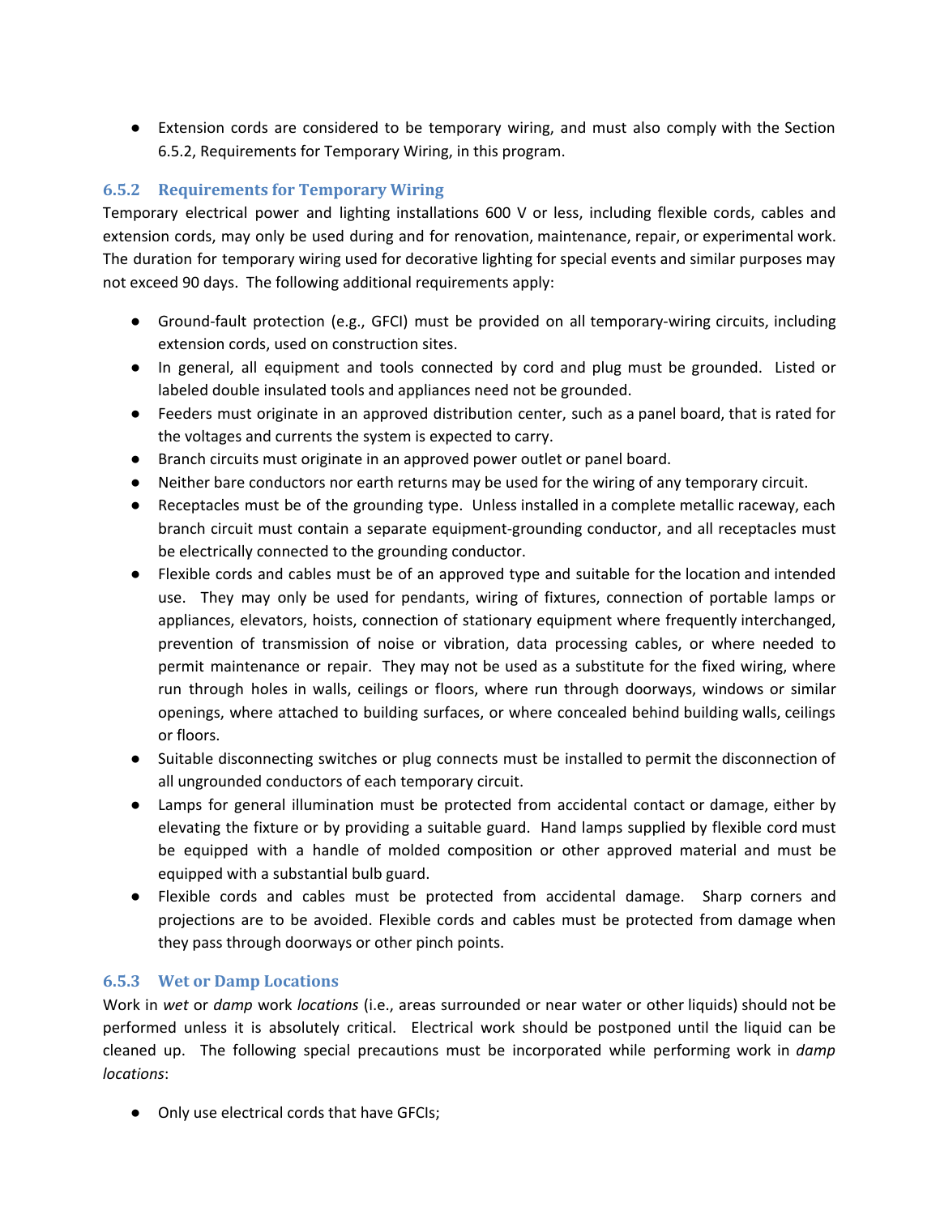- Extension cords are considered to be temporary wiring, and must also comply with the Section 6.5.2, Requirements for Temporary Wiring, in this program.

### 6.5.2 Requirements for Temporary Wiring

Temporary electrical power and lighting installations 600 V or less, including flexible cords, cables and extension cords, may only be used during and for renovation, maintenance, repair, or experimental work. The duration for temporary wiring used for decorative lighting for special events and similar purposes may not exceed 90 days. The following additional requirements apply:

- Ground-fault protection (e.g., GFCI) must be provided on all temporary-wiring circuits, including extension cords, used on construction sites.
- In general, all equipment and tools connected by cord and plug must be grounded. Listed or labeled double insulated tools and appliances need not be grounded.
- Feeders must originate in an approved distribution center, such as a panel board, that is rated for the voltages and currents the system is expected to carry.
- Branch circuits must originate in an approved power outlet or panel board.
- Neither bare conductors nor earth returns may be used for the wiring of any temporary circuit.
- Receptacles must be of the grounding type. Unless installed in a complete metallic raceway, each branch circuit must contain a separate equipment-grounding conductor, and all receptacles must be electrically connected to the grounding conductor.
- Flexible cords and cables must be of an approved type and suitable for the location and intended use. They may only be used for pendants, wiring of fixtures, connection of portable lamps or appliances, elevators, hoists, connection of stationary equipment where frequently interchanged, prevention of transmission of noise or vibration, data processing cables, or where needed to permit maintenance or repair. They may not be used as a substitute for the fixed wiring, where run through holes in walls, ceilings or floors, where run through doorways, windows or similar openings, where attached to building surfaces, or where concealed behind building walls, ceilings or floors.
- Suitable disconnecting switches or plug connects must be installed to permit the disconnection of all ungrounded conductors of each temporary circuit.
- Lamps for general illumination must be protected from accidental contact or damage, either by elevating the fixture or by providing a suitable guard. Hand lamps supplied by flexible cord must be equipped with a handle of molded composition or other approved material and must be equipped with a substantial bulb guard.
- Flexible cords and cables must be protected from accidental damage. Sharp corners and projections are to be avoided. Flexible cords and cables must be protected from damage when they pass through doorways or other pinch points.

### 6.5.3 Wet or Damp Locations

Work in *wet* or *damp* work *locations* (i.e., areas surrounded or near water or other liquids) should not be performed unless it is absolutely critical. Electrical work should be postponed until the liquid can be cleaned up. The following special precautions must be incorporated while performing work in *damp locations*:

- Only use electrical cords that have GFCIs;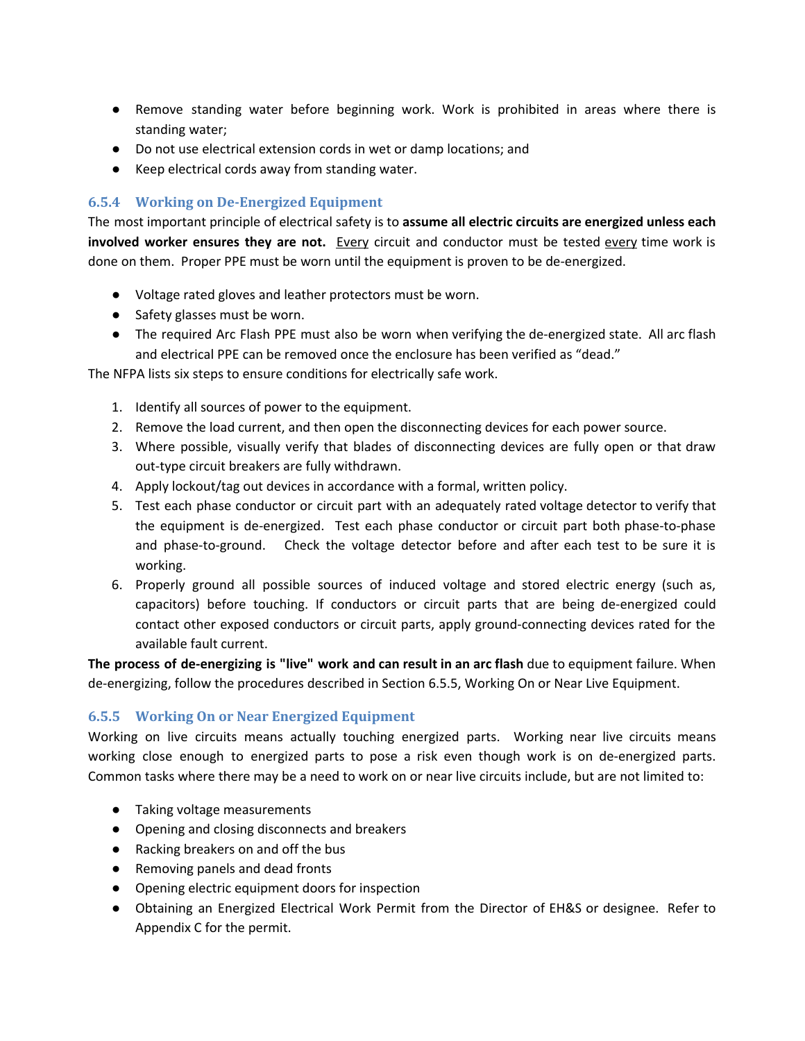- Remove standing water before beginning work. Work is prohibited in areas where there is standing water;
- Do not use electrical extension cords in wet or damp locations; and
- Keep electrical cords away from standing water.

### 6.5.4 Working on De-Energized Equipment

The most important principle of electrical safety is to **assume all electric circuits are energized unless each involved worker ensures they are not.** Every circuit and conductor must be tested every time work is done on them. Proper PPE must be worn until the equipment is proven to be de-energized.

- Voltage rated gloves and leather protectors must be worn.
- Safety glasses must be worn.
- The required Arc Flash PPE must also be worn when verifying the de-energized state. All arc flash and electrical PPE can be removed once the enclosure has been verified as "dead."

The NFPA lists six steps to ensure conditions for electrically safe work.

1. Identify all sources of power to the equipment.
2. Remove the load current, and then open the disconnecting devices for each power source.
3. Where possible, visually verify that blades of disconnecting devices are fully open or that draw out-type circuit breakers are fully withdrawn.
4. Apply lockout/tag out devices in accordance with a formal, written policy.
5. Test each phase conductor or circuit part with an adequately rated voltage detector to verify that the equipment is de-energized. Test each phase conductor or circuit part both phase-to-phase and phase-to-ground. Check the voltage detector before and after each test to be sure it is working.
6. Properly ground all possible sources of induced voltage and stored electric energy (such as, capacitors) before touching. If conductors or circuit parts that are being de-energized could contact other exposed conductors or circuit parts, apply ground-connecting devices rated for the available fault current.

**The process of de-energizing is "live" work and can result in an arc flash** due to equipment failure. When de-energizing, follow the procedures described in Section 6.5.5, Working On or Near Live Equipment.

### 6.5.5 Working On or Near Energized Equipment

Working on live circuits means actually touching energized parts. Working near live circuits means working close enough to energized parts to pose a risk even though work is on de-energized parts. Common tasks where there may be a need to work on or near live circuits include, but are not limited to:

- Taking voltage measurements
- Opening and closing disconnects and breakers
- Racking breakers on and off the bus
- Removing panels and dead fronts
- Opening electric equipment doors for inspection
- Obtaining an Energized Electrical Work Permit from the Director of EH&S or designee. Refer to Appendix C for the permit.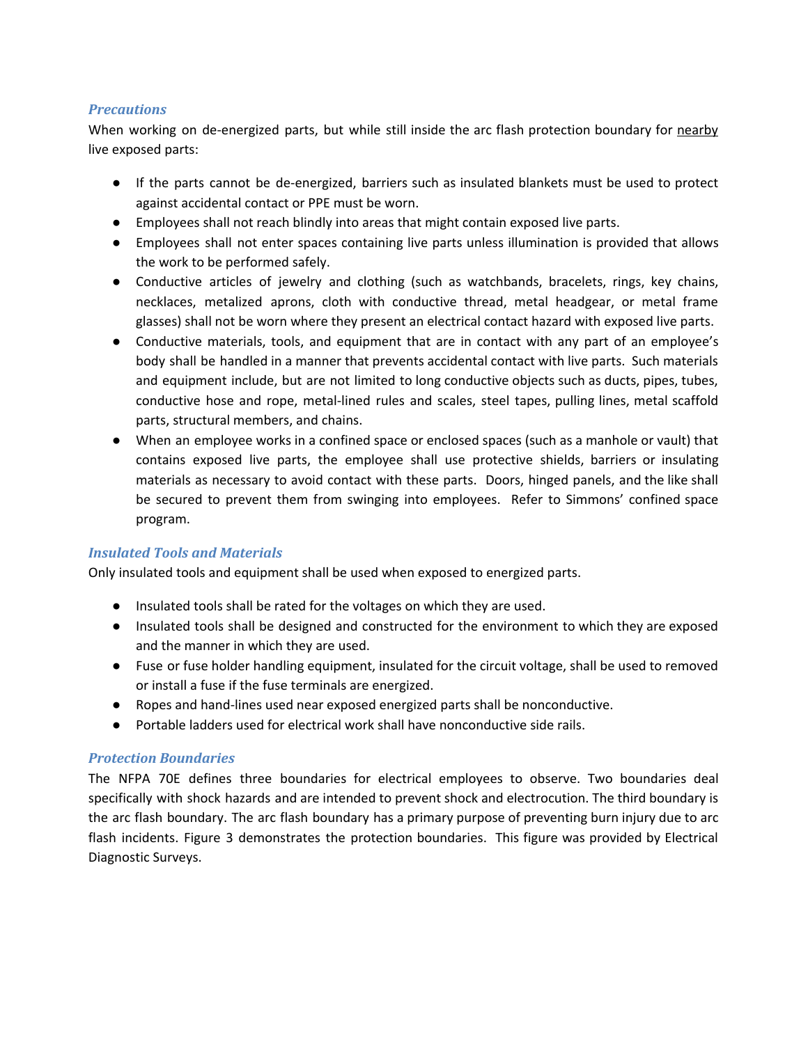### *Precautions*

When working on de-energized parts, but while still inside the arc flash protection boundary for <u>nearby</u> live exposed parts:

- If the parts cannot be de-energized, barriers such as insulated blankets must be used to protect against accidental contact or PPE must be worn.
- Employees shall not reach blindly into areas that might contain exposed live parts.
- Employees shall not enter spaces containing live parts unless illumination is provided that allows the work to be performed safely.
- Conductive articles of jewelry and clothing (such as watchbands, bracelets, rings, key chains, necklaces, metalized aprons, cloth with conductive thread, metal headgear, or metal frame glasses) shall not be worn where they present an electrical contact hazard with exposed live parts.
- Conductive materials, tools, and equipment that are in contact with any part of an employee's body shall be handled in a manner that prevents accidental contact with live parts. Such materials and equipment include, but are not limited to long conductive objects such as ducts, pipes, tubes, conductive hose and rope, metal-lined rules and scales, steel tapes, pulling lines, metal scaffold parts, structural members, and chains.
- When an employee works in a confined space or enclosed spaces (such as a manhole or vault) that contains exposed live parts, the employee shall use protective shields, barriers or insulating materials as necessary to avoid contact with these parts. Doors, hinged panels, and the like shall be secured to prevent them from swinging into employees. Refer to Simmons' confined space program.

### *Insulated Tools and Materials*

Only insulated tools and equipment shall be used when exposed to energized parts.

- Insulated tools shall be rated for the voltages on which they are used.
- Insulated tools shall be designed and constructed for the environment to which they are exposed and the manner in which they are used.
- Fuse or fuse holder handling equipment, insulated for the circuit voltage, shall be used to removed or install a fuse if the fuse terminals are energized.
- Ropes and hand-lines used near exposed energized parts shall be nonconductive.
- Portable ladders used for electrical work shall have nonconductive side rails.

### *Protection Boundaries*

The NFPA 70E defines three boundaries for electrical employees to observe. Two boundaries deal specifically with shock hazards and are intended to prevent shock and electrocution. The third boundary is the arc flash boundary. The arc flash boundary has a primary purpose of preventing burn injury due to arc flash incidents. Figure 3 demonstrates the protection boundaries. This figure was provided by Electrical Diagnostic Surveys.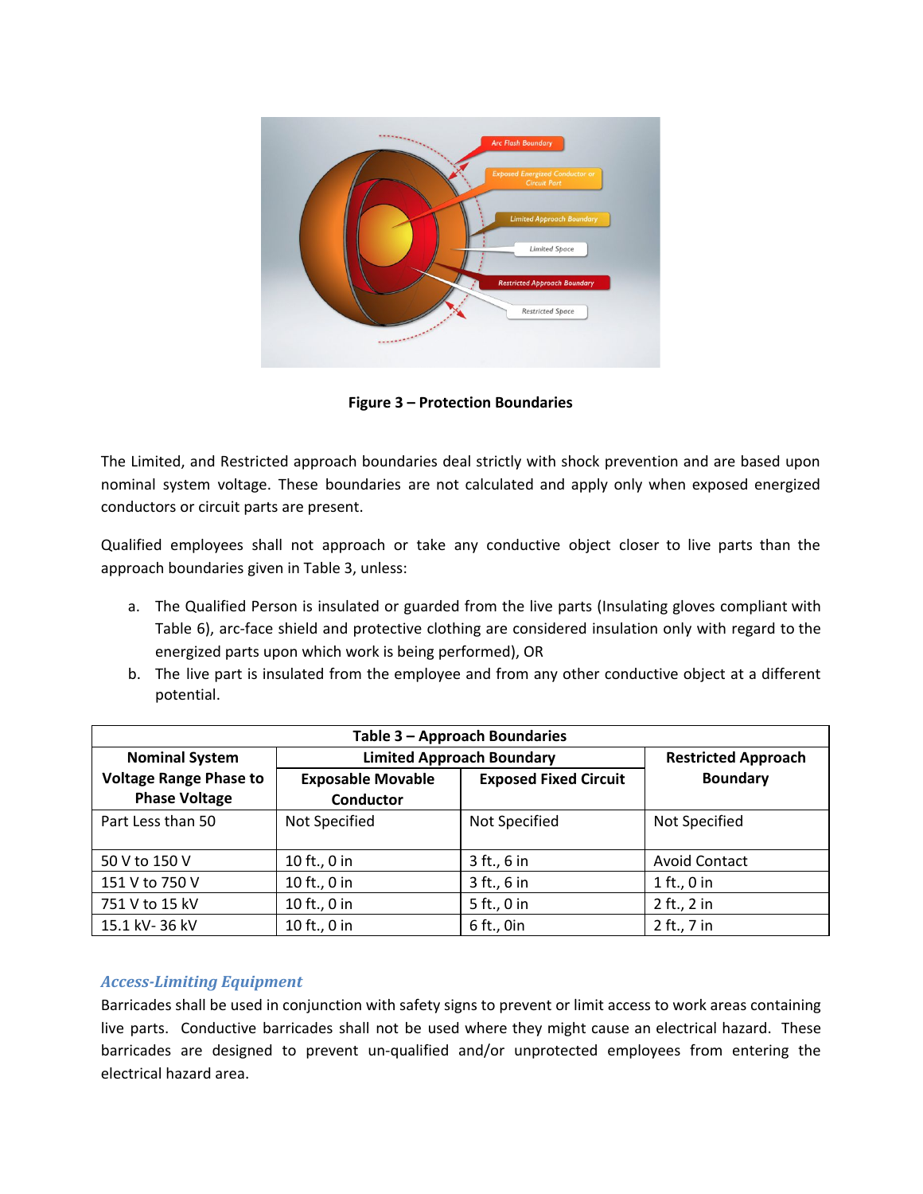**Figure 3 – Protection Boundaries**

The Limited, and Restricted approach boundaries deal strictly with shock prevention and are based upon nominal system voltage. These boundaries are not calculated and apply only when exposed energized conductors or circuit parts are present.

Qualified employees shall not approach or take any conductive object closer to live parts than the approach boundaries given in Table 3, unless:

a. The Qualified Person is insulated or guarded from the live parts (Insulating gloves compliant with Table 6), arc-face shield and protective clothing are considered insulation only with regard to the energized parts upon which work is being performed), OR
b. The live part is insulated from the employee and from any other conductive object at a different potential.

**Table 3 – Approach Boundaries**

| Nominal System Voltage Range Phase to Phase Voltage | Limited Approach Boundary | | Restricted Approach Boundary |
|---|---|---|---|
| | Exposable Movable Conductor | Exposed Fixed Circuit | |
| Part Less than 50 | Not Specified | Not Specified | Not Specified |
| 50 V to 150 V | 10 ft., 0 in | 3 ft., 6 in | Avoid Contact |
| 151 V to 750 V | 10 ft., 0 in | 3 ft., 6 in | 1 ft., 0 in |
| 751 V to 15 kV | 10 ft., 0 in | 5 ft., 0 in | 2 ft., 2 in |
| 15.1 kV- 36 kV | 10 ft., 0 in | 6 ft., 0in | 2 ft., 7 in |

### *Access-Limiting Equipment*

Barricades shall be used in conjunction with safety signs to prevent or limit access to work areas containing live parts. Conductive barricades shall not be used where they might cause an electrical hazard. These barricades are designed to prevent un-qualified and/or unprotected employees from entering the electrical hazard area.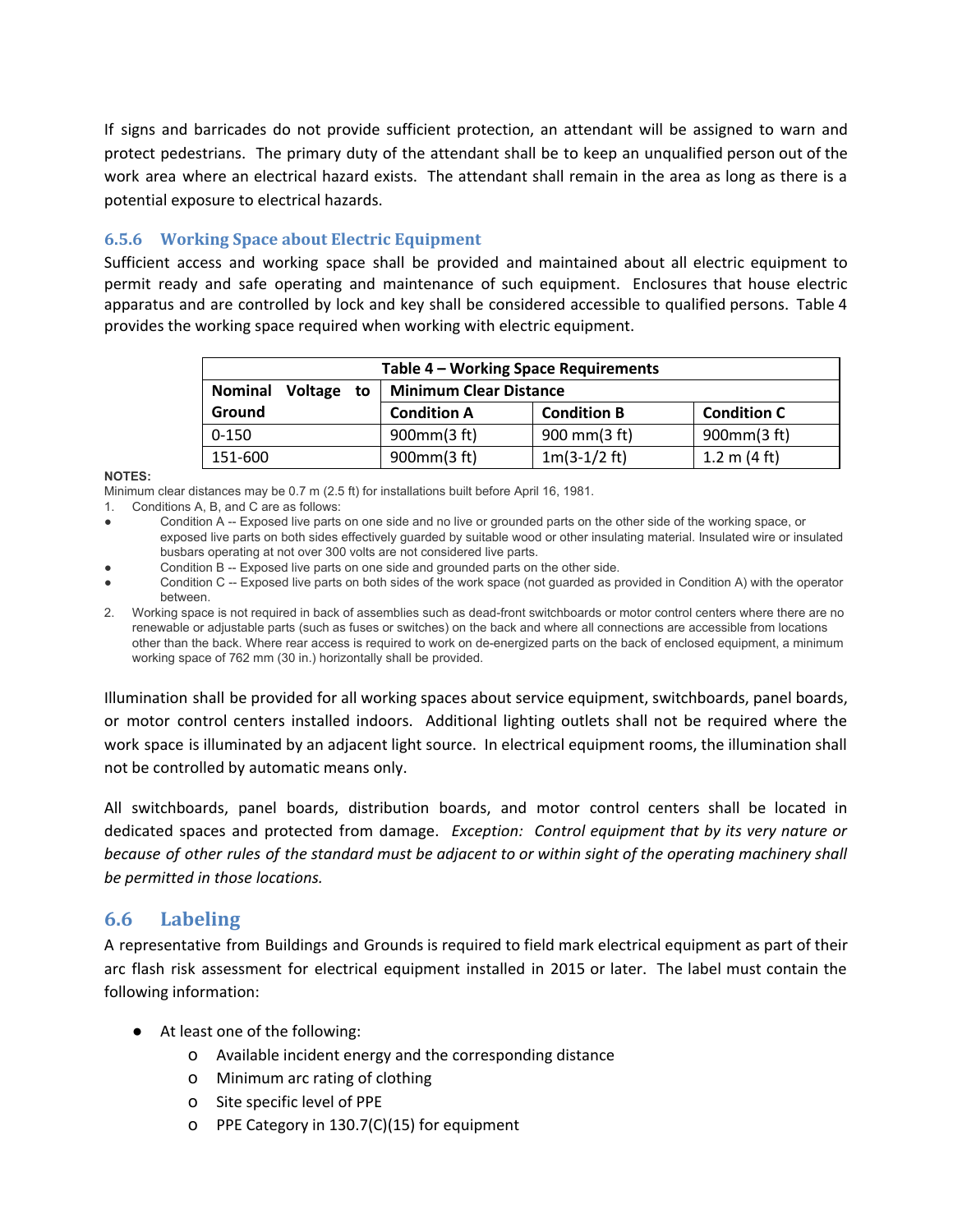If signs and barricades do not provide sufficient protection, an attendant will be assigned to warn and protect pedestrians. The primary duty of the attendant shall be to keep an unqualified person out of the work area where an electrical hazard exists. The attendant shall remain in the area as long as there is a potential exposure to electrical hazards.

### 6.5.6 Working Space about Electric Equipment

Sufficient access and working space shall be provided and maintained about all electric equipment to permit ready and safe operating and maintenance of such equipment. Enclosures that house electric apparatus and are controlled by lock and key shall be considered accessible to qualified persons. Table 4 provides the working space required when working with electric equipment.

| Table 4 – Working Space Requirements | | | |
|---|---|---|---|
| **Nominal Voltage to Ground** | **Minimum Clear Distance** | | |
| | **Condition A** | **Condition B** | **Condition C** |
| 0-150 | 900mm(3 ft) | 900 mm(3 ft) | 900mm(3 ft) |
| 151-600 | 900mm(3 ft) | 1m(3-1/2 ft) | 1.2 m (4 ft) |

**NOTES:**

Minimum clear distances may be 0.7 m (2.5 ft) for installations built before April 16, 1981.

1. Conditions A, B, and C are as follows:
   - Condition A -- Exposed live parts on one side and no live or grounded parts on the other side of the working space, or exposed live parts on both sides effectively guarded by suitable wood or other insulating material. Insulated wire or insulated busbars operating at not over 300 volts are not considered live parts.
   - Condition B -- Exposed live parts on one side and grounded parts on the other side.
   - Condition C -- Exposed live parts on both sides of the work space (not guarded as provided in Condition A) with the operator between.
2. Working space is not required in back of assemblies such as dead-front switchboards or motor control centers where there are no renewable or adjustable parts (such as fuses or switches) on the back and where all connections are accessible from locations other than the back. Where rear access is required to work on de-energized parts on the back of enclosed equipment, a minimum working space of 762 mm (30 in.) horizontally shall be provided.

Illumination shall be provided for all working spaces about service equipment, switchboards, panel boards, or motor control centers installed indoors. Additional lighting outlets shall not be required where the work space is illuminated by an adjacent light source. In electrical equipment rooms, the illumination shall not be controlled by automatic means only.

All switchboards, panel boards, distribution boards, and motor control centers shall be located in dedicated spaces and protected from damage. *Exception: Control equipment that by its very nature or because of other rules of the standard must be adjacent to or within sight of the operating machinery shall be permitted in those locations.*

## 6.6 Labeling

A representative from Buildings and Grounds is required to field mark electrical equipment as part of their arc flash risk assessment for electrical equipment installed in 2015 or later. The label must contain the following information:

- At least one of the following:
  - Available incident energy and the corresponding distance
  - Minimum arc rating of clothing
  - Site specific level of PPE
  - PPE Category in 130.7(C)(15) for equipment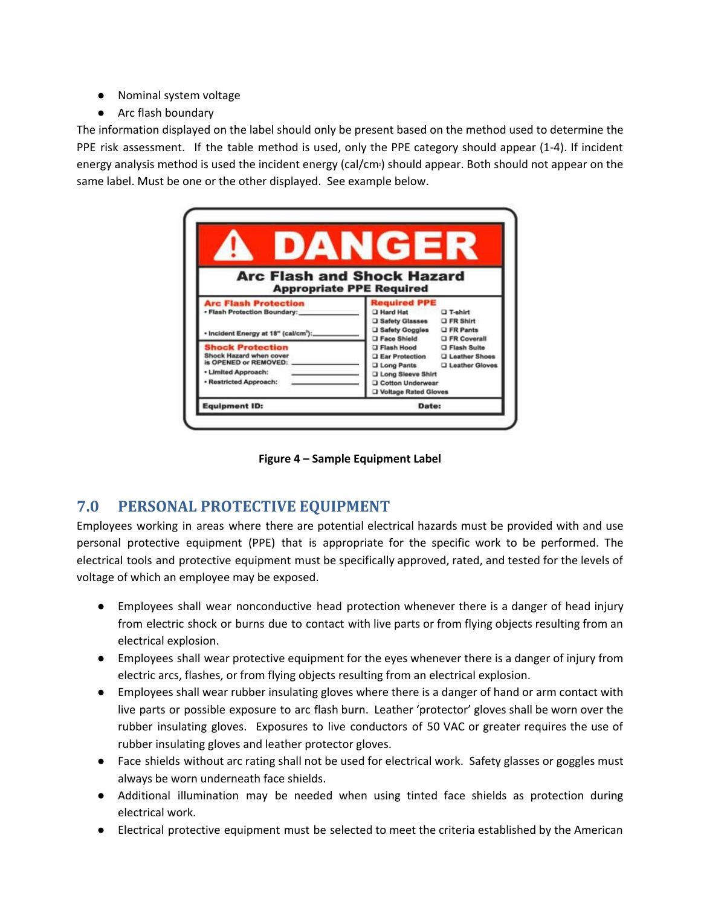- Nominal system voltage
- Arc flash boundary

The information displayed on the label should only be present based on the method used to determine the PPE risk assessment. If the table method is used, only the PPE category should appear (1-4). If incident energy analysis method is used the incident energy (cal/cm²) should appear. Both should not appear on the same label. Must be one or the other displayed. See example below.

**⚠ DANGER**

**Arc Flash and Shock Hazard**
**Appropriate PPE Required**

**Arc Flash Protection**
- Flash Protection Boundary: ____________
- Incident Energy at 18" (cal/cm²): ____________

**Shock Protection**
Shock Hazard when cover is OPENED or REMOVED: ____________
- Limited Approach: ____________
- Restricted Approach: ____________

**Required PPE**
- ❑ Hard Hat
- ❑ Safety Glasses
- ❑ Safety Goggles
- ❑ Face Shield
- ❑ Flash Hood
- ❑ Ear Protection
- ❑ Long Pants
- ❑ Long Sleeve Shirt
- ❑ Cotton Underwear
- ❑ Voltage Rated Gloves
- ❑ T-shirt
- ❑ FR Shirt
- ❑ FR Pants
- ❑ FR Coverall
- ❑ Flash Suite
- ❑ Leather Shoes
- ❑ Leather Gloves

**Equipment ID:** **Date:**

**Figure 4 – Sample Equipment Label**

## 7.0 PERSONAL PROTECTIVE EQUIPMENT

Employees working in areas where there are potential electrical hazards must be provided with and use personal protective equipment (PPE) that is appropriate for the specific work to be performed. The electrical tools and protective equipment must be specifically approved, rated, and tested for the levels of voltage of which an employee may be exposed.

- Employees shall wear nonconductive head protection whenever there is a danger of head injury from electric shock or burns due to contact with live parts or from flying objects resulting from an electrical explosion.
- Employees shall wear protective equipment for the eyes whenever there is a danger of injury from electric arcs, flashes, or from flying objects resulting from an electrical explosion.
- Employees shall wear rubber insulating gloves where there is a danger of hand or arm contact with live parts or possible exposure to arc flash burn. Leather 'protector' gloves shall be worn over the rubber insulating gloves. Exposures to live conductors of 50 VAC or greater requires the use of rubber insulating gloves and leather protector gloves.
- Face shields without arc rating shall not be used for electrical work. Safety glasses or goggles must always be worn underneath face shields.
- Additional illumination may be needed when using tinted face shields as protection during electrical work.
- Electrical protective equipment must be selected to meet the criteria established by the American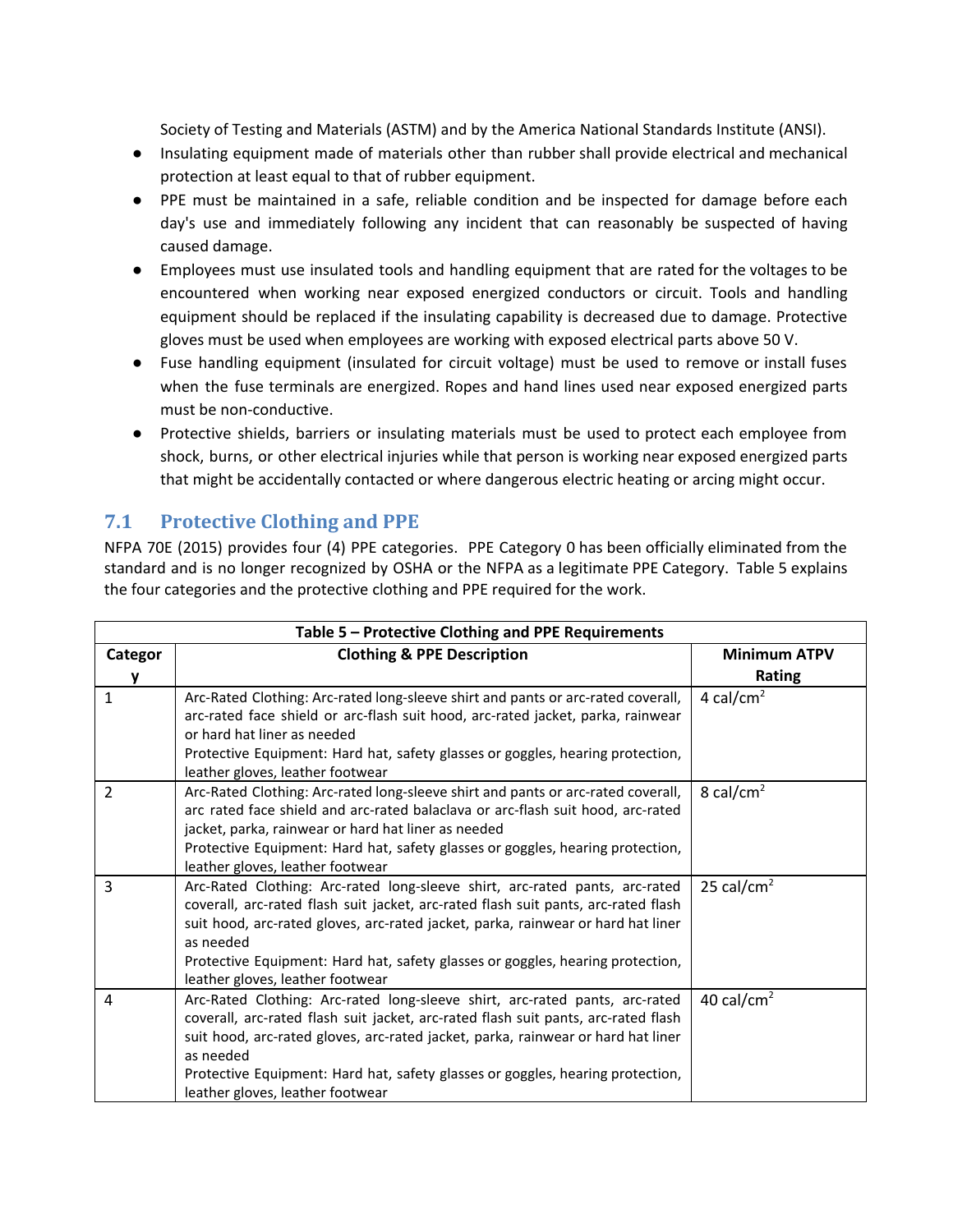Society of Testing and Materials (ASTM) and by the America National Standards Institute (ANSI).

- Insulating equipment made of materials other than rubber shall provide electrical and mechanical protection at least equal to that of rubber equipment.
- PPE must be maintained in a safe, reliable condition and be inspected for damage before each day's use and immediately following any incident that can reasonably be suspected of having caused damage.
- Employees must use insulated tools and handling equipment that are rated for the voltages to be encountered when working near exposed energized conductors or circuit. Tools and handling equipment should be replaced if the insulating capability is decreased due to damage. Protective gloves must be used when employees are working with exposed electrical parts above 50 V.
- Fuse handling equipment (insulated for circuit voltage) must be used to remove or install fuses when the fuse terminals are energized. Ropes and hand lines used near exposed energized parts must be non-conductive.
- Protective shields, barriers or insulating materials must be used to protect each employee from shock, burns, or other electrical injuries while that person is working near exposed energized parts that might be accidentally contacted or where dangerous electric heating or arcing might occur.

## 7.1 Protective Clothing and PPE

NFPA 70E (2015) provides four (4) PPE categories. PPE Category 0 has been officially eliminated from the standard and is no longer recognized by OSHA or the NFPA as a legitimate PPE Category. Table 5 explains the four categories and the protective clothing and PPE required for the work.

**Table 5 – Protective Clothing and PPE Requirements**

| Category | Clothing & PPE Description | Minimum ATPV Rating |
|---|---|---|
| 1 | Arc-Rated Clothing: Arc-rated long-sleeve shirt and pants or arc-rated coverall, arc-rated face shield or arc-flash suit hood, arc-rated jacket, parka, rainwear or hard hat liner as needed<br>Protective Equipment: Hard hat, safety glasses or goggles, hearing protection, leather gloves, leather footwear | 4 cal/cm$^2$ |
| 2 | Arc-Rated Clothing: Arc-rated long-sleeve shirt and pants or arc-rated coverall, arc rated face shield and arc-rated balaclava or arc-flash suit hood, arc-rated jacket, parka, rainwear or hard hat liner as needed<br>Protective Equipment: Hard hat, safety glasses or goggles, hearing protection, leather gloves, leather footwear | 8 cal/cm$^2$ |
| 3 | Arc-Rated Clothing: Arc-rated long-sleeve shirt, arc-rated pants, arc-rated coverall, arc-rated flash suit jacket, arc-rated flash suit pants, arc-rated flash suit hood, arc-rated gloves, arc-rated jacket, parka, rainwear or hard hat liner as needed<br>Protective Equipment: Hard hat, safety glasses or goggles, hearing protection, leather gloves, leather footwear | 25 cal/cm$^2$ |
| 4 | Arc-Rated Clothing: Arc-rated long-sleeve shirt, arc-rated pants, arc-rated coverall, arc-rated flash suit jacket, arc-rated flash suit pants, arc-rated flash suit hood, arc-rated gloves, arc-rated jacket, parka, rainwear or hard hat liner as needed<br>Protective Equipment: Hard hat, safety glasses or goggles, hearing protection, leather gloves, leather footwear | 40 cal/cm$^2$ |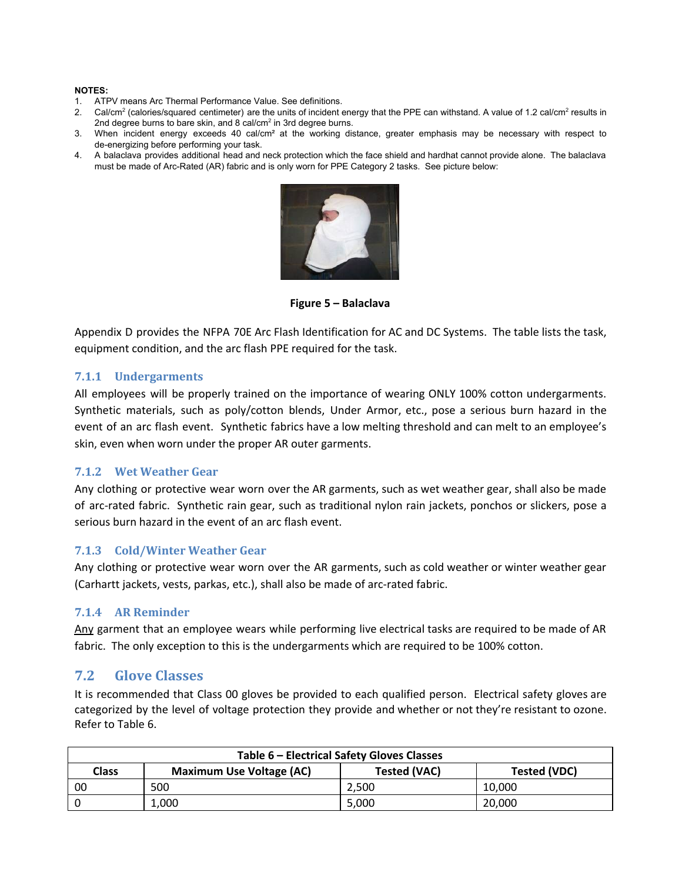**NOTES:**

1. ATPV means Arc Thermal Performance Value. See definitions.
2. Cal/cm$^2$ (calories/squared centimeter) are the units of incident energy that the PPE can withstand. A value of 1.2 cal/cm$^2$ results in 2nd degree burns to bare skin, and 8 cal/cm$^2$ in 3rd degree burns.
3. When incident energy exceeds 40 cal/cm$^2$ at the working distance, greater emphasis may be necessary with respect to de-energizing before performing your task.
4. A balaclava provides additional head and neck protection which the face shield and hardhat cannot provide alone. The balaclava must be made of Arc-Rated (AR) fabric and is only worn for PPE Category 2 tasks. See picture below:

**Figure 5 – Balaclava**

Appendix D provides the NFPA 70E Arc Flash Identification for AC and DC Systems. The table lists the task, equipment condition, and the arc flash PPE required for the task.

### 7.1.1 Undergarments

All employees will be properly trained on the importance of wearing ONLY 100% cotton undergarments. Synthetic materials, such as poly/cotton blends, Under Armor, etc., pose a serious burn hazard in the event of an arc flash event. Synthetic fabrics have a low melting threshold and can melt to an employee's skin, even when worn under the proper AR outer garments.

### 7.1.2 Wet Weather Gear

Any clothing or protective wear worn over the AR garments, such as wet weather gear, shall also be made of arc-rated fabric. Synthetic rain gear, such as traditional nylon rain jackets, ponchos or slickers, pose a serious burn hazard in the event of an arc flash event.

### 7.1.3 Cold/Winter Weather Gear

Any clothing or protective wear worn over the AR garments, such as cold weather or winter weather gear (Carhartt jackets, vests, parkas, etc.), shall also be made of arc-rated fabric.

### 7.1.4 AR Reminder

Any garment that an employee wears while performing live electrical tasks are required to be made of AR fabric. The only exception to this is the undergarments which are required to be 100% cotton.

## 7.2 Glove Classes

It is recommended that Class 00 gloves be provided to each qualified person. Electrical safety gloves are categorized by the level of voltage protection they provide and whether or not they're resistant to ozone. Refer to Table 6.

**Table 6 – Electrical Safety Gloves Classes**

| Class | Maximum Use Voltage (AC) | Tested (VAC) | Tested (VDC) |
|---|---|---|---|
| 00 | 500 | 2,500 | 10,000 |
| 0 | 1,000 | 5,000 | 20,000 |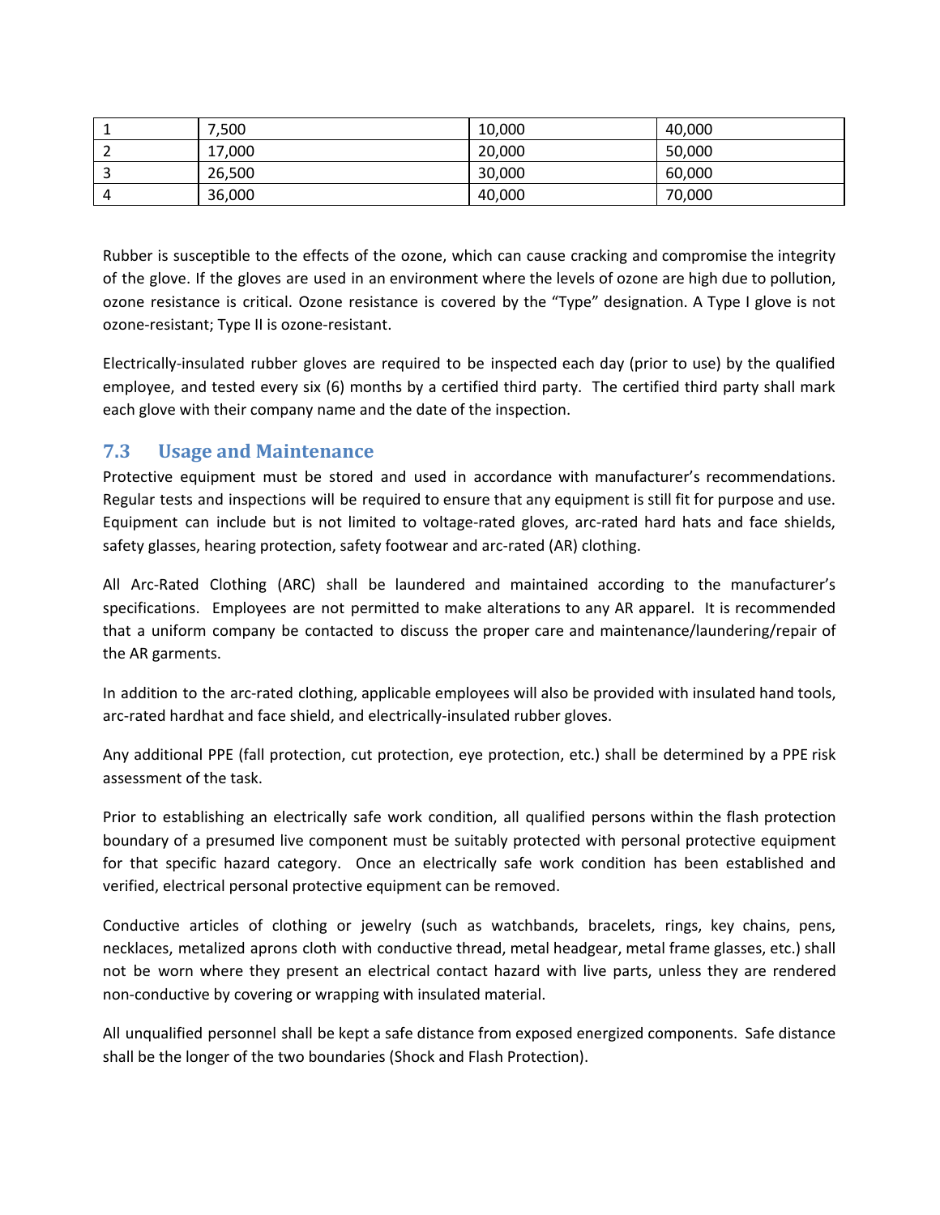| 1 | 7,500 | 10,000 | 40,000 |
|---|---|---|---|
| 2 | 17,000 | 20,000 | 50,000 |
| 3 | 26,500 | 30,000 | 60,000 |
| 4 | 36,000 | 40,000 | 70,000 |

Rubber is susceptible to the effects of the ozone, which can cause cracking and compromise the integrity of the glove. If the gloves are used in an environment where the levels of ozone are high due to pollution, ozone resistance is critical. Ozone resistance is covered by the "Type" designation. A Type I glove is not ozone-resistant; Type II is ozone-resistant.

Electrically-insulated rubber gloves are required to be inspected each day (prior to use) by the qualified employee, and tested every six (6) months by a certified third party. The certified third party shall mark each glove with their company name and the date of the inspection.

## 7.3 Usage and Maintenance

Protective equipment must be stored and used in accordance with manufacturer's recommendations. Regular tests and inspections will be required to ensure that any equipment is still fit for purpose and use. Equipment can include but is not limited to voltage-rated gloves, arc-rated hard hats and face shields, safety glasses, hearing protection, safety footwear and arc-rated (AR) clothing.

All Arc-Rated Clothing (ARC) shall be laundered and maintained according to the manufacturer's specifications. Employees are not permitted to make alterations to any AR apparel. It is recommended that a uniform company be contacted to discuss the proper care and maintenance/laundering/repair of the AR garments.

In addition to the arc-rated clothing, applicable employees will also be provided with insulated hand tools, arc-rated hardhat and face shield, and electrically-insulated rubber gloves.

Any additional PPE (fall protection, cut protection, eye protection, etc.) shall be determined by a PPE risk assessment of the task.

Prior to establishing an electrically safe work condition, all qualified persons within the flash protection boundary of a presumed live component must be suitably protected with personal protective equipment for that specific hazard category. Once an electrically safe work condition has been established and verified, electrical personal protective equipment can be removed.

Conductive articles of clothing or jewelry (such as watchbands, bracelets, rings, key chains, pens, necklaces, metalized aprons cloth with conductive thread, metal headgear, metal frame glasses, etc.) shall not be worn where they present an electrical contact hazard with live parts, unless they are rendered non-conductive by covering or wrapping with insulated material.

All unqualified personnel shall be kept a safe distance from exposed energized components. Safe distance shall be the longer of the two boundaries (Shock and Flash Protection).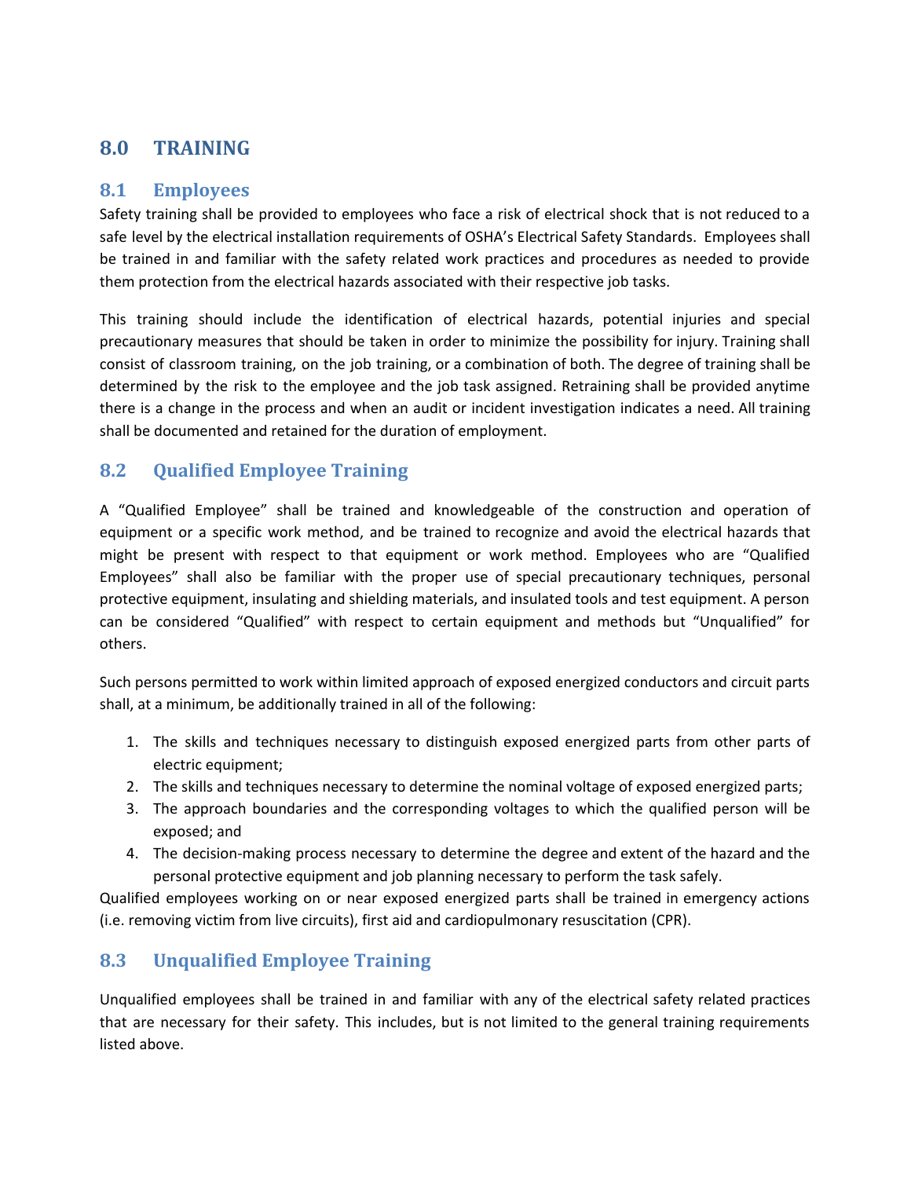# 8.0 TRAINING

## 8.1 Employees

Safety training shall be provided to employees who face a risk of electrical shock that is not reduced to a safe level by the electrical installation requirements of OSHA's Electrical Safety Standards. Employees shall be trained in and familiar with the safety related work practices and procedures as needed to provide them protection from the electrical hazards associated with their respective job tasks.

This training should include the identification of electrical hazards, potential injuries and special precautionary measures that should be taken in order to minimize the possibility for injury. Training shall consist of classroom training, on the job training, or a combination of both. The degree of training shall be determined by the risk to the employee and the job task assigned. Retraining shall be provided anytime there is a change in the process and when an audit or incident investigation indicates a need. All training shall be documented and retained for the duration of employment.

## 8.2 Qualified Employee Training

A "Qualified Employee" shall be trained and knowledgeable of the construction and operation of equipment or a specific work method, and be trained to recognize and avoid the electrical hazards that might be present with respect to that equipment or work method. Employees who are "Qualified Employees" shall also be familiar with the proper use of special precautionary techniques, personal protective equipment, insulating and shielding materials, and insulated tools and test equipment. A person can be considered "Qualified" with respect to certain equipment and methods but "Unqualified" for others.

Such persons permitted to work within limited approach of exposed energized conductors and circuit parts shall, at a minimum, be additionally trained in all of the following:

1. The skills and techniques necessary to distinguish exposed energized parts from other parts of electric equipment;
2. The skills and techniques necessary to determine the nominal voltage of exposed energized parts;
3. The approach boundaries and the corresponding voltages to which the qualified person will be exposed; and
4. The decision-making process necessary to determine the degree and extent of the hazard and the personal protective equipment and job planning necessary to perform the task safely.

Qualified employees working on or near exposed energized parts shall be trained in emergency actions (i.e. removing victim from live circuits), first aid and cardiopulmonary resuscitation (CPR).

## 8.3 Unqualified Employee Training

Unqualified employees shall be trained in and familiar with any of the electrical safety related practices that are necessary for their safety. This includes, but is not limited to the general training requirements listed above.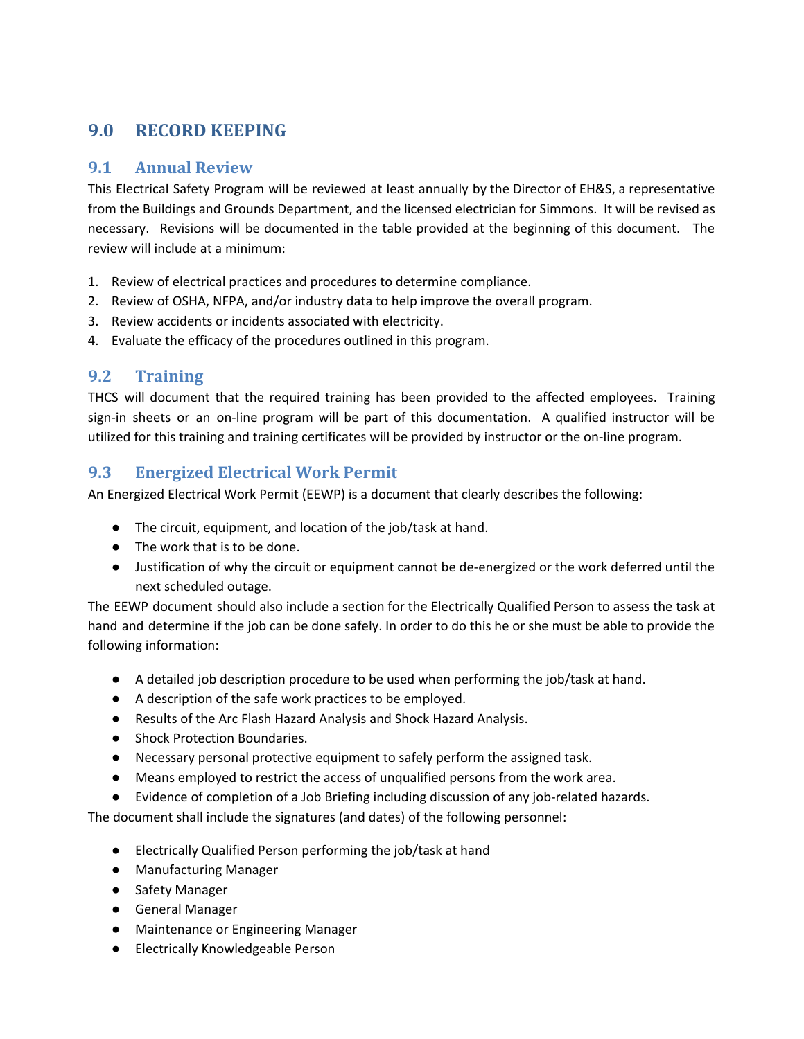## 9.0 RECORD KEEPING

### 9.1 Annual Review

This Electrical Safety Program will be reviewed at least annually by the Director of EH&S, a representative from the Buildings and Grounds Department, and the licensed electrician for Simmons. It will be revised as necessary. Revisions will be documented in the table provided at the beginning of this document. The review will include at a minimum:

1. Review of electrical practices and procedures to determine compliance.
2. Review of OSHA, NFPA, and/or industry data to help improve the overall program.
3. Review accidents or incidents associated with electricity.
4. Evaluate the efficacy of the procedures outlined in this program.

### 9.2 Training

THCS will document that the required training has been provided to the affected employees. Training sign-in sheets or an on-line program will be part of this documentation. A qualified instructor will be utilized for this training and training certificates will be provided by instructor or the on-line program.

### 9.3 Energized Electrical Work Permit

An Energized Electrical Work Permit (EEWP) is a document that clearly describes the following:

- The circuit, equipment, and location of the job/task at hand.
- The work that is to be done.
- Justification of why the circuit or equipment cannot be de-energized or the work deferred until the next scheduled outage.

The EEWP document should also include a section for the Electrically Qualified Person to assess the task at hand and determine if the job can be done safely. In order to do this he or she must be able to provide the following information:

- A detailed job description procedure to be used when performing the job/task at hand.
- A description of the safe work practices to be employed.
- Results of the Arc Flash Hazard Analysis and Shock Hazard Analysis.
- Shock Protection Boundaries.
- Necessary personal protective equipment to safely perform the assigned task.
- Means employed to restrict the access of unqualified persons from the work area.
- Evidence of completion of a Job Briefing including discussion of any job-related hazards.

The document shall include the signatures (and dates) of the following personnel:

- Electrically Qualified Person performing the job/task at hand
- Manufacturing Manager
- Safety Manager
- General Manager
- Maintenance or Engineering Manager
- Electrically Knowledgeable Person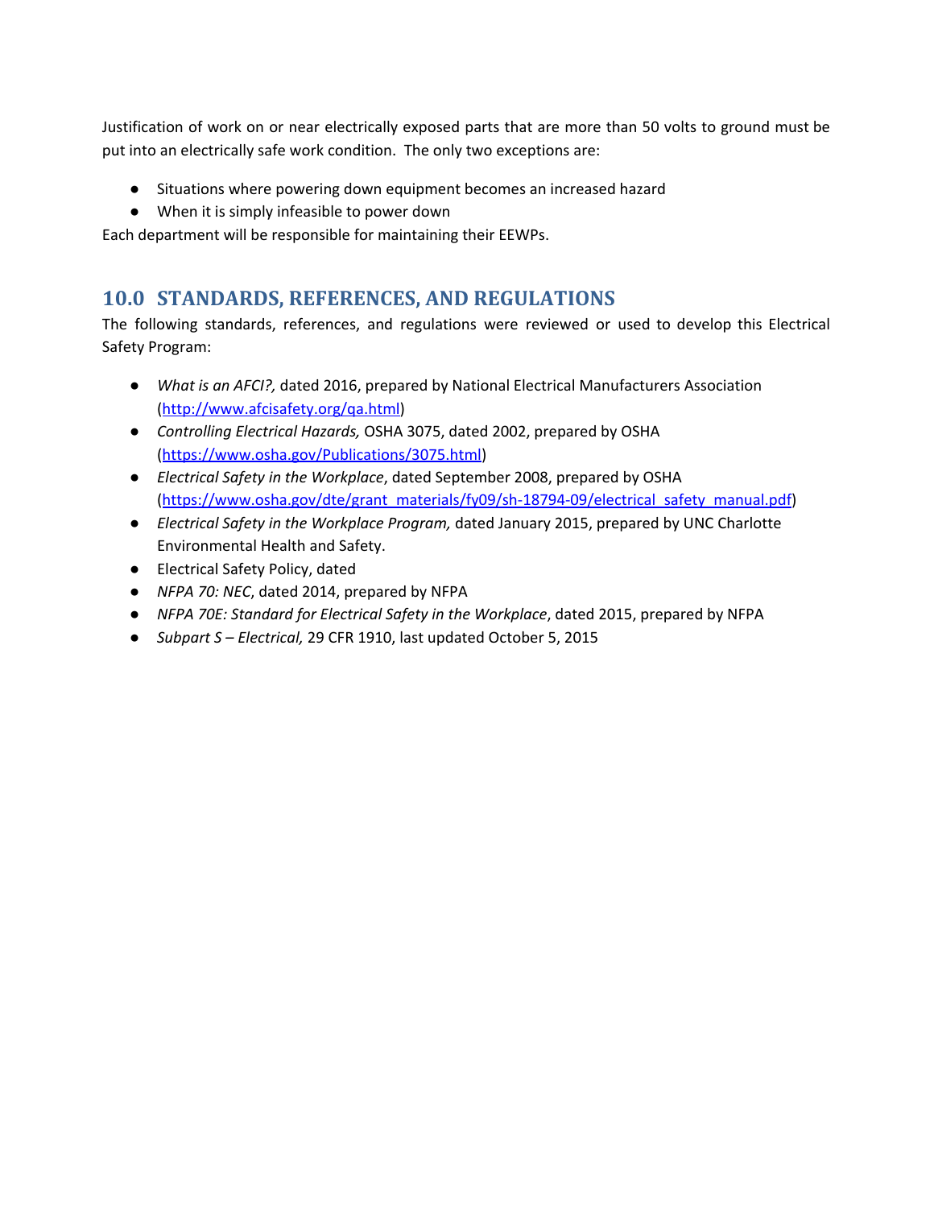Justification of work on or near electrically exposed parts that are more than 50 volts to ground must be put into an electrically safe work condition. The only two exceptions are:

- Situations where powering down equipment becomes an increased hazard
- When it is simply infeasible to power down

Each department will be responsible for maintaining their EEWPs.

## 10.0 STANDARDS, REFERENCES, AND REGULATIONS

The following standards, references, and regulations were reviewed or used to develop this Electrical Safety Program:

- *What is an AFCI?,* dated 2016, prepared by National Electrical Manufacturers Association (http://www.afcisafety.org/qa.html)
- *Controlling Electrical Hazards,* OSHA 3075, dated 2002, prepared by OSHA (https://www.osha.gov/Publications/3075.html)
- *Electrical Safety in the Workplace*, dated September 2008, prepared by OSHA (https://www.osha.gov/dte/grant_materials/fy09/sh-18794-09/electrical_safety_manual.pdf)
- *Electrical Safety in the Workplace Program,* dated January 2015, prepared by UNC Charlotte Environmental Health and Safety.
- Electrical Safety Policy, dated
- *NFPA 70: NEC*, dated 2014, prepared by NFPA
- *NFPA 70E: Standard for Electrical Safety in the Workplace*, dated 2015, prepared by NFPA
- *Subpart S – Electrical,* 29 CFR 1910, last updated October 5, 2015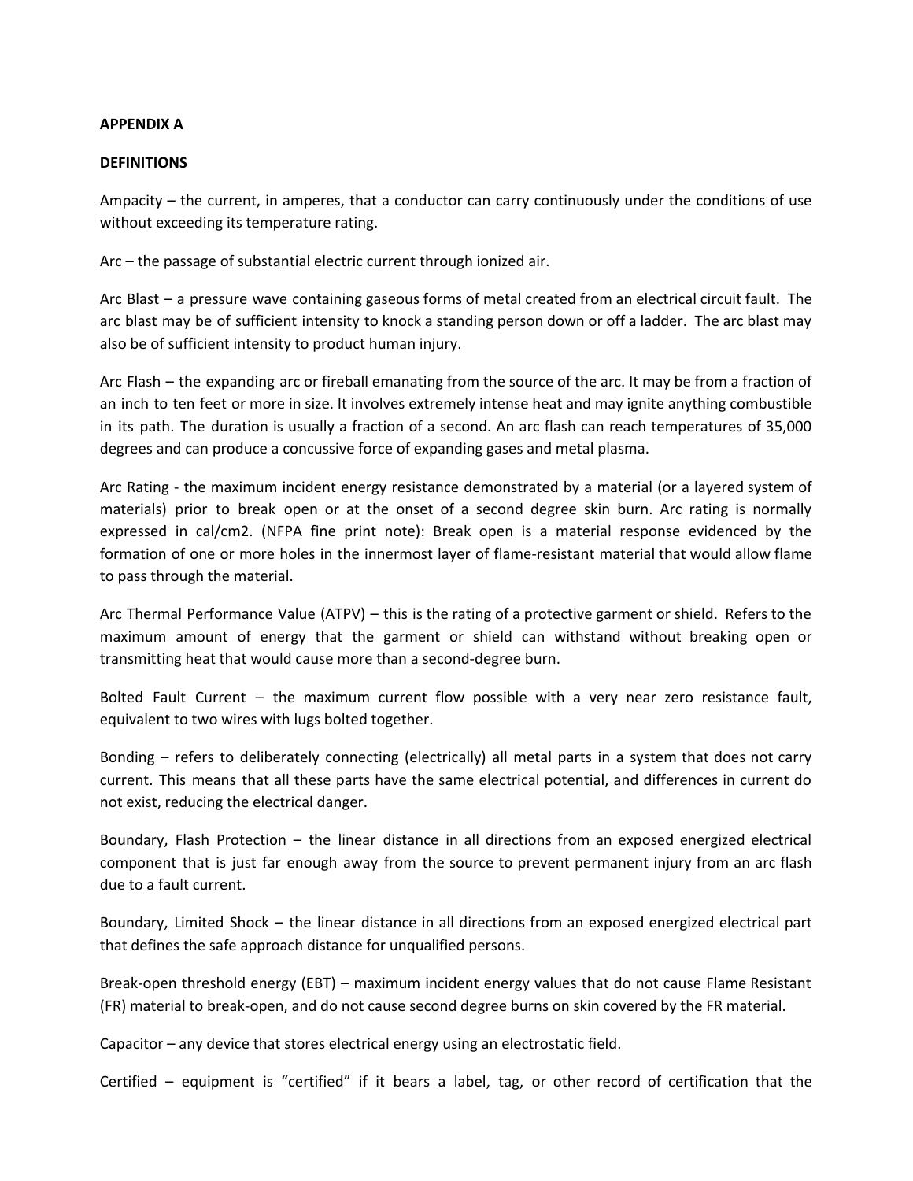**APPENDIX A**

**DEFINITIONS**

Ampacity – the current, in amperes, that a conductor can carry continuously under the conditions of use without exceeding its temperature rating.

Arc – the passage of substantial electric current through ionized air.

Arc Blast – a pressure wave containing gaseous forms of metal created from an electrical circuit fault. The arc blast may be of sufficient intensity to knock a standing person down or off a ladder. The arc blast may also be of sufficient intensity to product human injury.

Arc Flash – the expanding arc or fireball emanating from the source of the arc. It may be from a fraction of an inch to ten feet or more in size. It involves extremely intense heat and may ignite anything combustible in its path. The duration is usually a fraction of a second. An arc flash can reach temperatures of 35,000 degrees and can produce a concussive force of expanding gases and metal plasma.

Arc Rating - the maximum incident energy resistance demonstrated by a material (or a layered system of materials) prior to break open or at the onset of a second degree skin burn. Arc rating is normally expressed in cal/cm2. (NFPA fine print note): Break open is a material response evidenced by the formation of one or more holes in the innermost layer of flame-resistant material that would allow flame to pass through the material.

Arc Thermal Performance Value (ATPV) – this is the rating of a protective garment or shield. Refers to the maximum amount of energy that the garment or shield can withstand without breaking open or transmitting heat that would cause more than a second-degree burn.

Bolted Fault Current – the maximum current flow possible with a very near zero resistance fault, equivalent to two wires with lugs bolted together.

Bonding – refers to deliberately connecting (electrically) all metal parts in a system that does not carry current. This means that all these parts have the same electrical potential, and differences in current do not exist, reducing the electrical danger.

Boundary, Flash Protection – the linear distance in all directions from an exposed energized electrical component that is just far enough away from the source to prevent permanent injury from an arc flash due to a fault current.

Boundary, Limited Shock – the linear distance in all directions from an exposed energized electrical part that defines the safe approach distance for unqualified persons.

Break-open threshold energy (EBT) – maximum incident energy values that do not cause Flame Resistant (FR) material to break-open, and do not cause second degree burns on skin covered by the FR material.

Capacitor – any device that stores electrical energy using an electrostatic field.

Certified – equipment is "certified" if it bears a label, tag, or other record of certification that the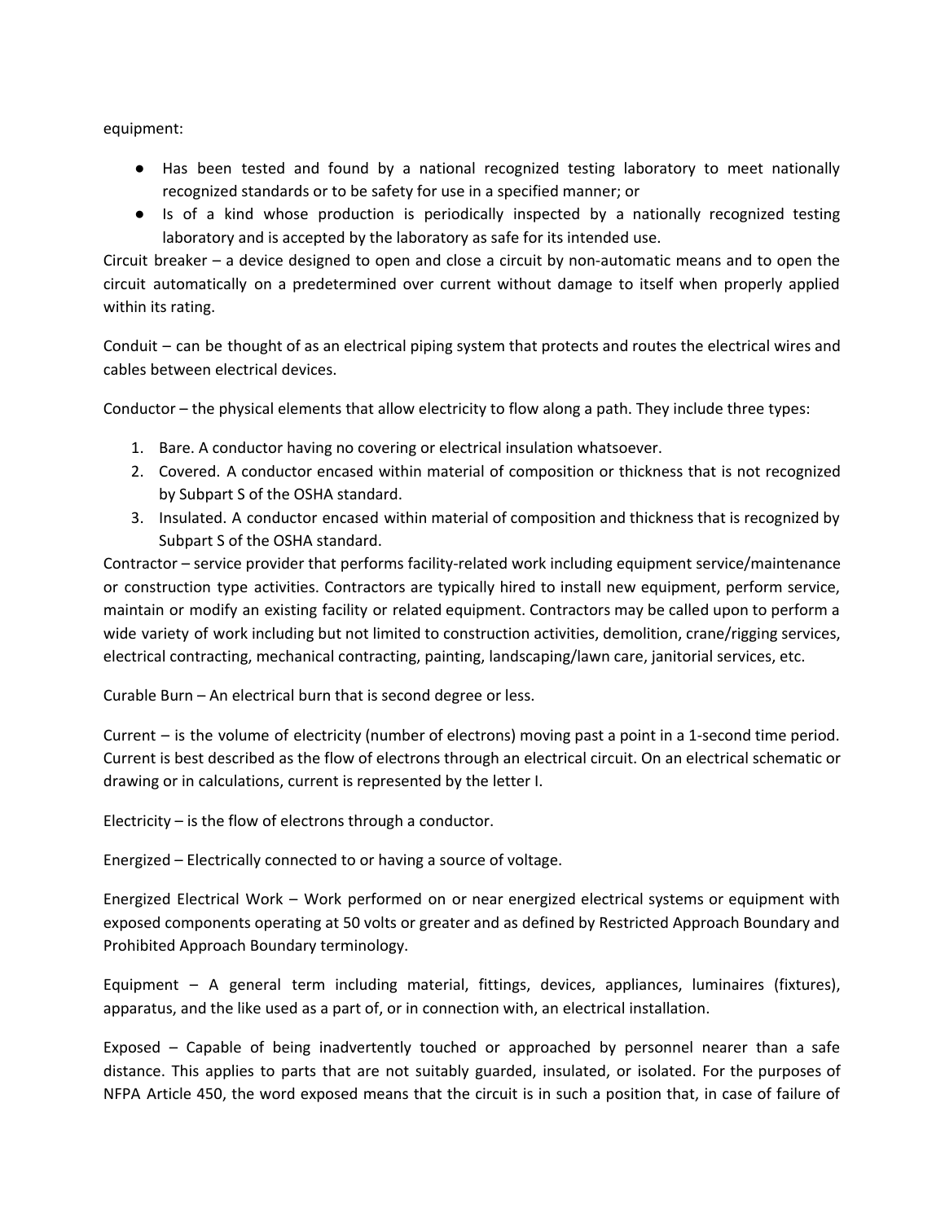equipment:

- Has been tested and found by a national recognized testing laboratory to meet nationally recognized standards or to be safety for use in a specified manner; or
- Is of a kind whose production is periodically inspected by a nationally recognized testing laboratory and is accepted by the laboratory as safe for its intended use.

Circuit breaker – a device designed to open and close a circuit by non-automatic means and to open the circuit automatically on a predetermined over current without damage to itself when properly applied within its rating.

Conduit – can be thought of as an electrical piping system that protects and routes the electrical wires and cables between electrical devices.

Conductor – the physical elements that allow electricity to flow along a path. They include three types:

1. Bare. A conductor having no covering or electrical insulation whatsoever.
2. Covered. A conductor encased within material of composition or thickness that is not recognized by Subpart S of the OSHA standard.
3. Insulated. A conductor encased within material of composition and thickness that is recognized by Subpart S of the OSHA standard.

Contractor – service provider that performs facility-related work including equipment service/maintenance or construction type activities. Contractors are typically hired to install new equipment, perform service, maintain or modify an existing facility or related equipment. Contractors may be called upon to perform a wide variety of work including but not limited to construction activities, demolition, crane/rigging services, electrical contracting, mechanical contracting, painting, landscaping/lawn care, janitorial services, etc.

Curable Burn – An electrical burn that is second degree or less.

Current – is the volume of electricity (number of electrons) moving past a point in a 1-second time period. Current is best described as the flow of electrons through an electrical circuit. On an electrical schematic or drawing or in calculations, current is represented by the letter I.

Electricity – is the flow of electrons through a conductor.

Energized – Electrically connected to or having a source of voltage.

Energized Electrical Work – Work performed on or near energized electrical systems or equipment with exposed components operating at 50 volts or greater and as defined by Restricted Approach Boundary and Prohibited Approach Boundary terminology.

Equipment – A general term including material, fittings, devices, appliances, luminaires (fixtures), apparatus, and the like used as a part of, or in connection with, an electrical installation.

Exposed – Capable of being inadvertently touched or approached by personnel nearer than a safe distance. This applies to parts that are not suitably guarded, insulated, or isolated. For the purposes of NFPA Article 450, the word exposed means that the circuit is in such a position that, in case of failure of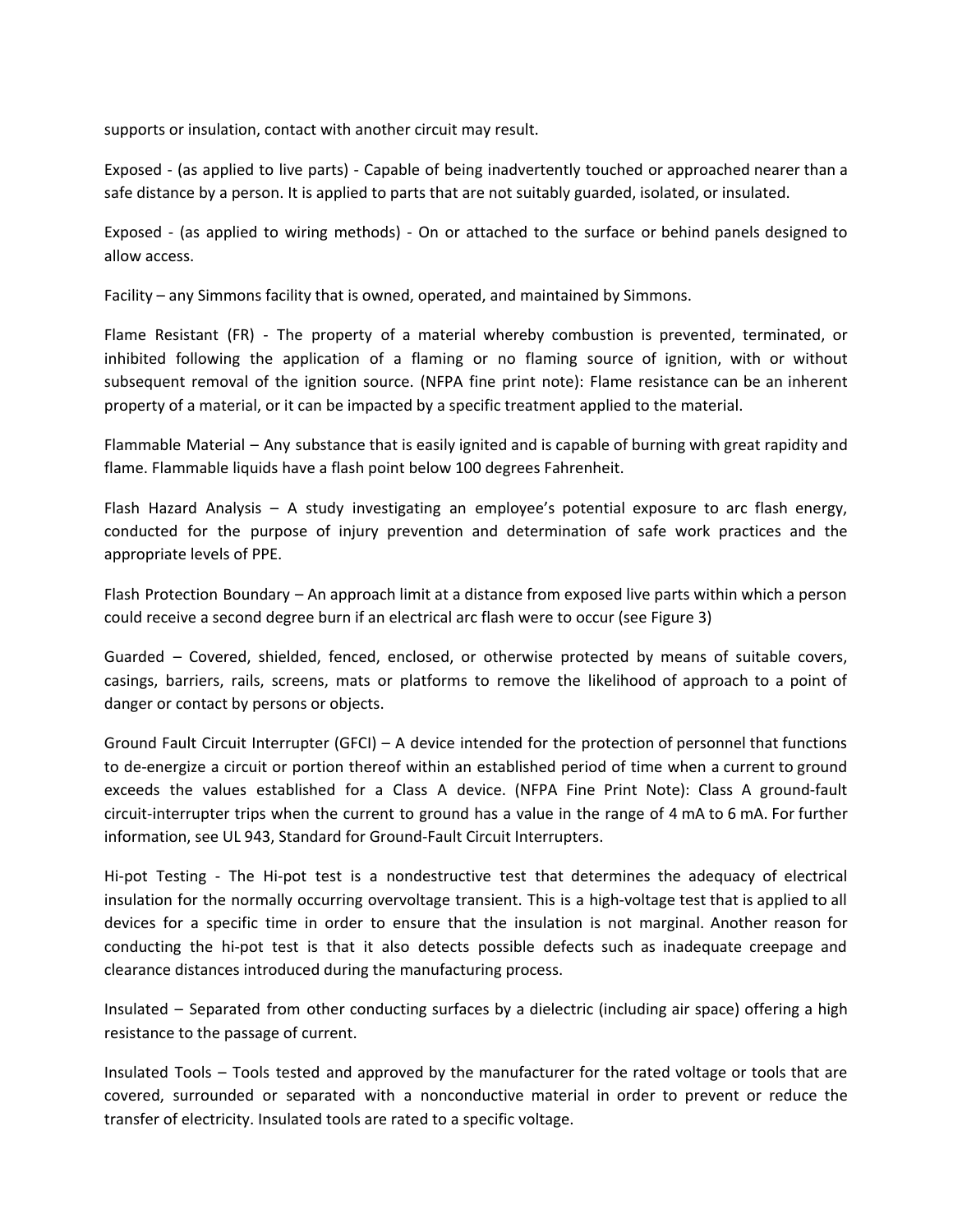supports or insulation, contact with another circuit may result.

Exposed - (as applied to live parts) - Capable of being inadvertently touched or approached nearer than a safe distance by a person. It is applied to parts that are not suitably guarded, isolated, or insulated.

Exposed - (as applied to wiring methods) - On or attached to the surface or behind panels designed to allow access.

Facility – any Simmons facility that is owned, operated, and maintained by Simmons.

Flame Resistant (FR) - The property of a material whereby combustion is prevented, terminated, or inhibited following the application of a flaming or no flaming source of ignition, with or without subsequent removal of the ignition source. (NFPA fine print note): Flame resistance can be an inherent property of a material, or it can be impacted by a specific treatment applied to the material.

Flammable Material – Any substance that is easily ignited and is capable of burning with great rapidity and flame. Flammable liquids have a flash point below 100 degrees Fahrenheit.

Flash Hazard Analysis – A study investigating an employee's potential exposure to arc flash energy, conducted for the purpose of injury prevention and determination of safe work practices and the appropriate levels of PPE.

Flash Protection Boundary – An approach limit at a distance from exposed live parts within which a person could receive a second degree burn if an electrical arc flash were to occur (see Figure 3)

Guarded – Covered, shielded, fenced, enclosed, or otherwise protected by means of suitable covers, casings, barriers, rails, screens, mats or platforms to remove the likelihood of approach to a point of danger or contact by persons or objects.

Ground Fault Circuit Interrupter (GFCI) – A device intended for the protection of personnel that functions to de-energize a circuit or portion thereof within an established period of time when a current to ground exceeds the values established for a Class A device. (NFPA Fine Print Note): Class A ground-fault circuit-interrupter trips when the current to ground has a value in the range of 4 mA to 6 mA. For further information, see UL 943, Standard for Ground-Fault Circuit Interrupters.

Hi-pot Testing - The Hi-pot test is a nondestructive test that determines the adequacy of electrical insulation for the normally occurring overvoltage transient. This is a high-voltage test that is applied to all devices for a specific time in order to ensure that the insulation is not marginal. Another reason for conducting the hi-pot test is that it also detects possible defects such as inadequate creepage and clearance distances introduced during the manufacturing process.

Insulated – Separated from other conducting surfaces by a dielectric (including air space) offering a high resistance to the passage of current.

Insulated Tools – Tools tested and approved by the manufacturer for the rated voltage or tools that are covered, surrounded or separated with a nonconductive material in order to prevent or reduce the transfer of electricity. Insulated tools are rated to a specific voltage.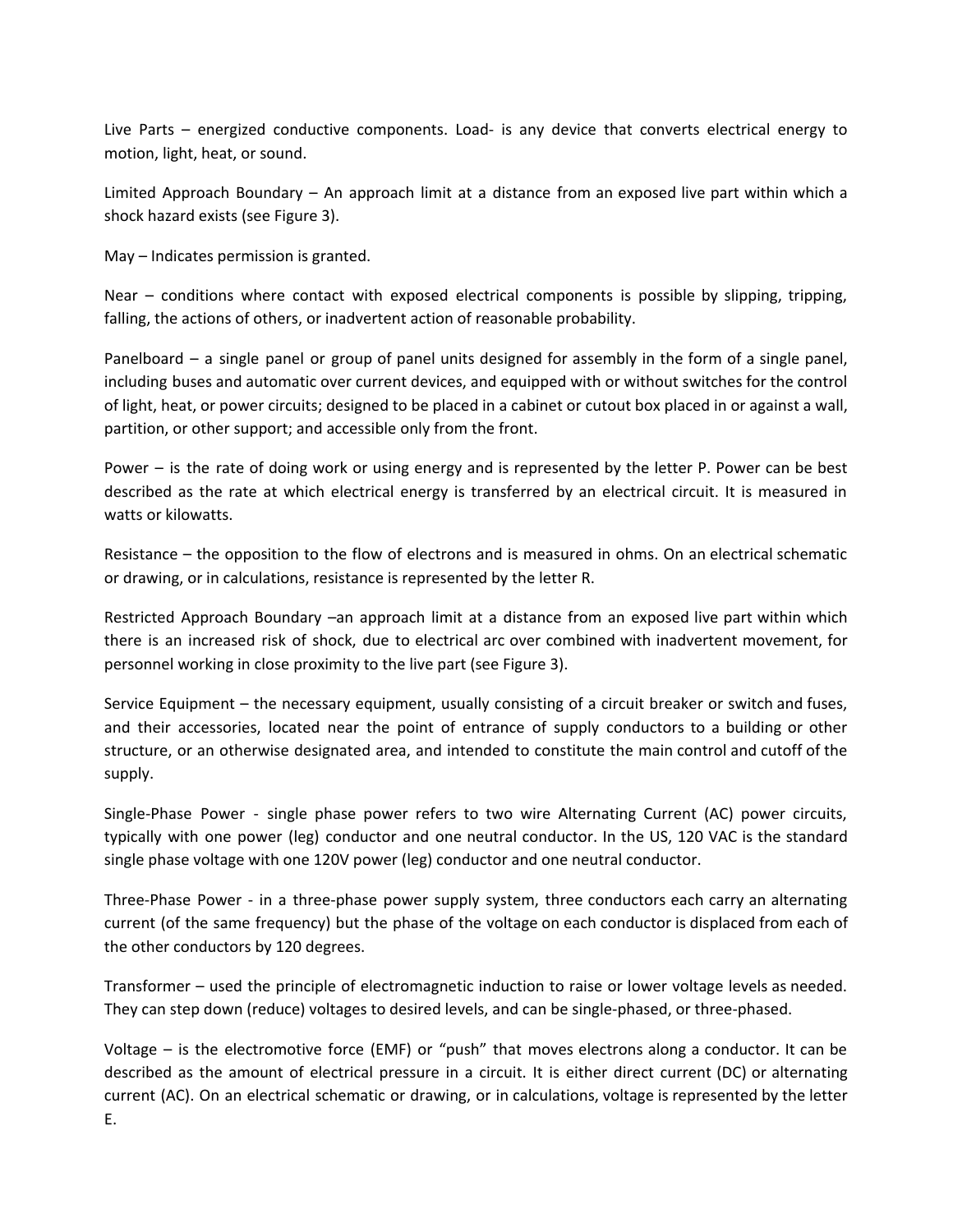Live Parts – energized conductive components. Load- is any device that converts electrical energy to motion, light, heat, or sound.

Limited Approach Boundary – An approach limit at a distance from an exposed live part within which a shock hazard exists (see Figure 3).

May – Indicates permission is granted.

Near – conditions where contact with exposed electrical components is possible by slipping, tripping, falling, the actions of others, or inadvertent action of reasonable probability.

Panelboard – a single panel or group of panel units designed for assembly in the form of a single panel, including buses and automatic over current devices, and equipped with or without switches for the control of light, heat, or power circuits; designed to be placed in a cabinet or cutout box placed in or against a wall, partition, or other support; and accessible only from the front.

Power – is the rate of doing work or using energy and is represented by the letter P. Power can be best described as the rate at which electrical energy is transferred by an electrical circuit. It is measured in watts or kilowatts.

Resistance – the opposition to the flow of electrons and is measured in ohms. On an electrical schematic or drawing, or in calculations, resistance is represented by the letter R.

Restricted Approach Boundary –an approach limit at a distance from an exposed live part within which there is an increased risk of shock, due to electrical arc over combined with inadvertent movement, for personnel working in close proximity to the live part (see Figure 3).

Service Equipment – the necessary equipment, usually consisting of a circuit breaker or switch and fuses, and their accessories, located near the point of entrance of supply conductors to a building or other structure, or an otherwise designated area, and intended to constitute the main control and cutoff of the supply.

Single-Phase Power - single phase power refers to two wire Alternating Current (AC) power circuits, typically with one power (leg) conductor and one neutral conductor. In the US, 120 VAC is the standard single phase voltage with one 120V power (leg) conductor and one neutral conductor.

Three-Phase Power - in a three-phase power supply system, three conductors each carry an alternating current (of the same frequency) but the phase of the voltage on each conductor is displaced from each of the other conductors by 120 degrees.

Transformer – used the principle of electromagnetic induction to raise or lower voltage levels as needed. They can step down (reduce) voltages to desired levels, and can be single-phased, or three-phased.

Voltage – is the electromotive force (EMF) or "push" that moves electrons along a conductor. It can be described as the amount of electrical pressure in a circuit. It is either direct current (DC) or alternating current (AC). On an electrical schematic or drawing, or in calculations, voltage is represented by the letter E.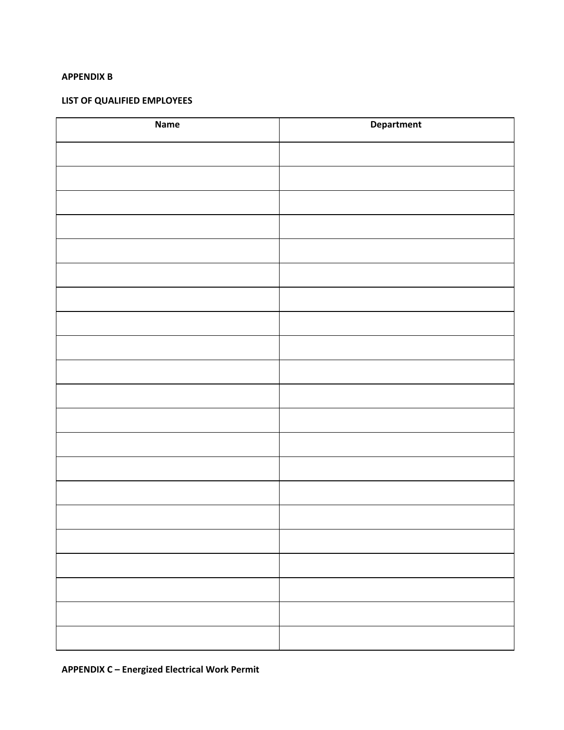**APPENDIX B**

**LIST OF QUALIFIED EMPLOYEES**

| Name | Department |
| --- | --- |
| | |
| | |
| | |
| | |
| | |
| | |
| | |
| | |
| | |
| | |
| | |
| | |
| | |
| | |
| | |
| | |
| | |
| | |
| | |
| | |
| | |

**APPENDIX C – Energized Electrical Work Permit**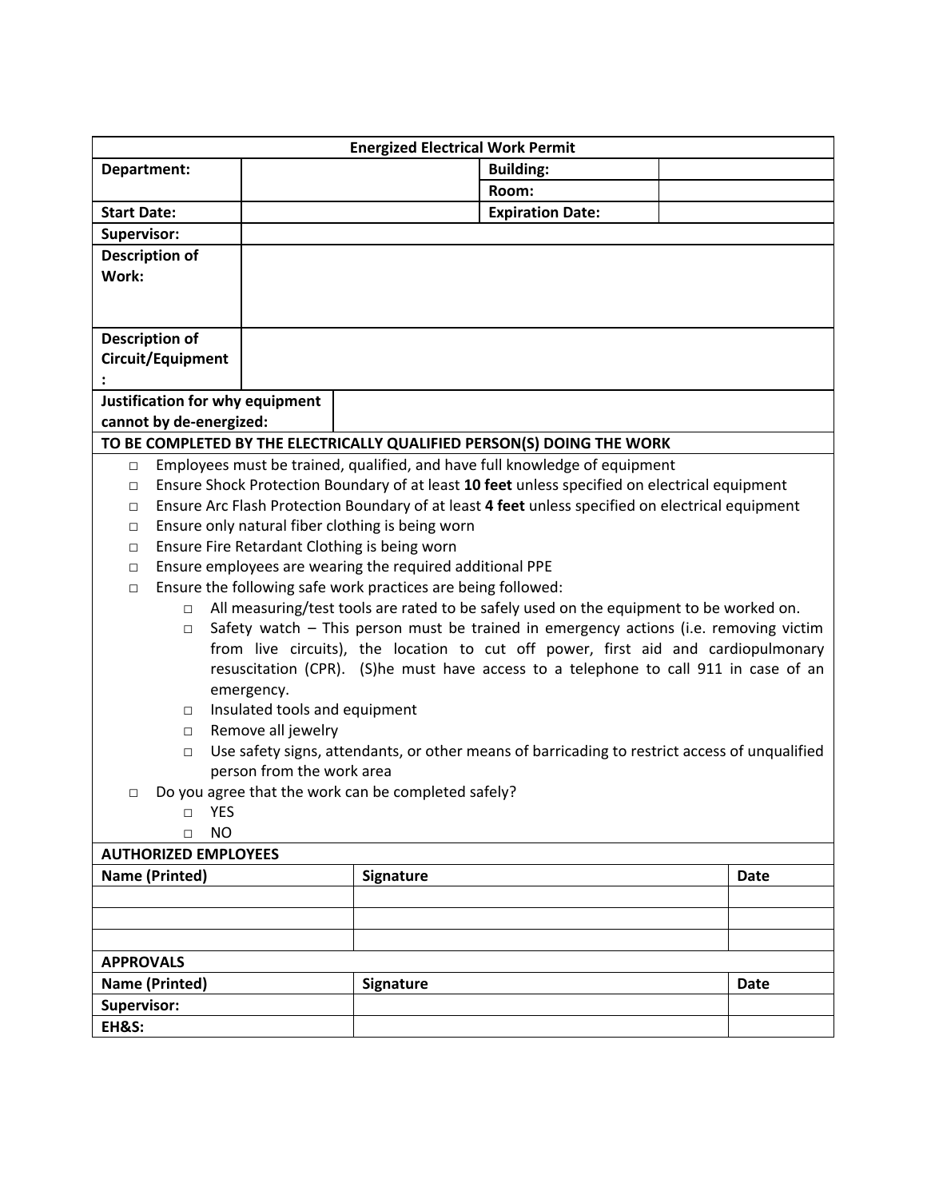# Energized Electrical Work Permit

| Department: | | Building: | |
|---|---|---|---|
| | | Room: | |
| Start Date: | | Expiration Date: | |
| Supervisor: | | | |
| Description of Work: | | | |
| Description of Circuit/Equipment: | | | |
| Justification for why equipment cannot by de-energized: | | | |

**TO BE COMPLETED BY THE ELECTRICALLY QUALIFIED PERSON(S) DOING THE WORK**

- ☐ Employees must be trained, qualified, and have full knowledge of equipment
- ☐ Ensure Shock Protection Boundary of at least **10 feet** unless specified on electrical equipment
- ☐ Ensure Arc Flash Protection Boundary of at least **4 feet** unless specified on electrical equipment
- ☐ Ensure only natural fiber clothing is being worn
- ☐ Ensure Fire Retardant Clothing is being worn
- ☐ Ensure employees are wearing the required additional PPE
- ☐ Ensure the following safe work practices are being followed:
  - ☐ All measuring/test tools are rated to be safely used on the equipment to be worked on.
  - ☐ Safety watch – This person must be trained in emergency actions (i.e. removing victim from live circuits), the location to cut off power, first aid and cardiopulmonary resuscitation (CPR). (S)he must have access to a telephone to call 911 in case of an emergency.
  - ☐ Insulated tools and equipment
  - ☐ Remove all jewelry
  - ☐ Use safety signs, attendants, or other means of barricading to restrict access of unqualified person from the work area
- ☐ Do you agree that the work can be completed safely?
  - ☐ YES
  - ☐ NO

**AUTHORIZED EMPLOYEES**

| Name (Printed) | Signature | Date |
|---|---|---|
| | | |
| | | |
| | | |

**APPROVALS**

| Name (Printed) | Signature | Date |
|---|---|---|
| Supervisor: | | |
| EH&S: | | |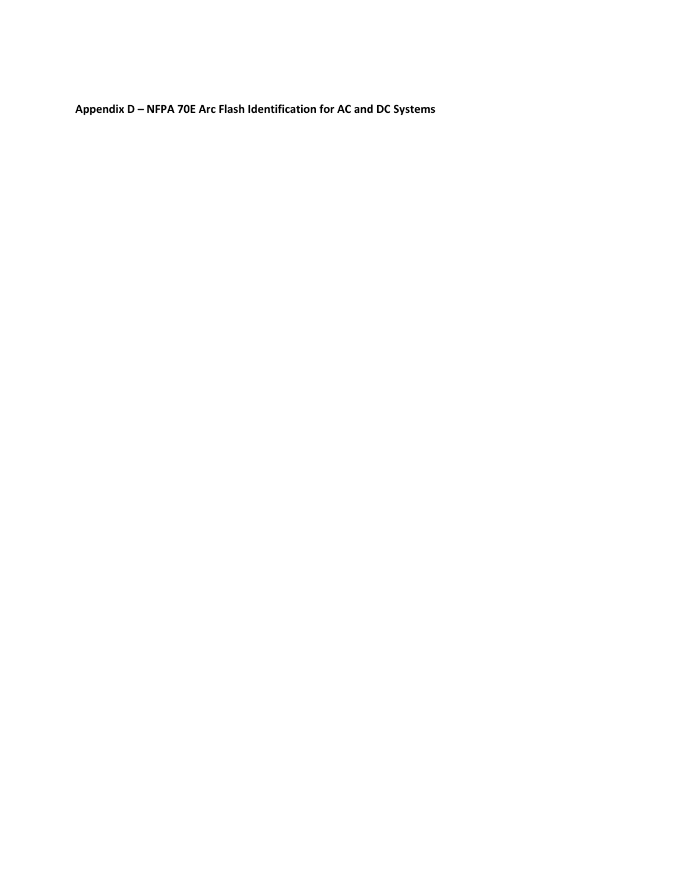**Appendix D – NFPA 70E Arc Flash Identification for AC and DC Systems**